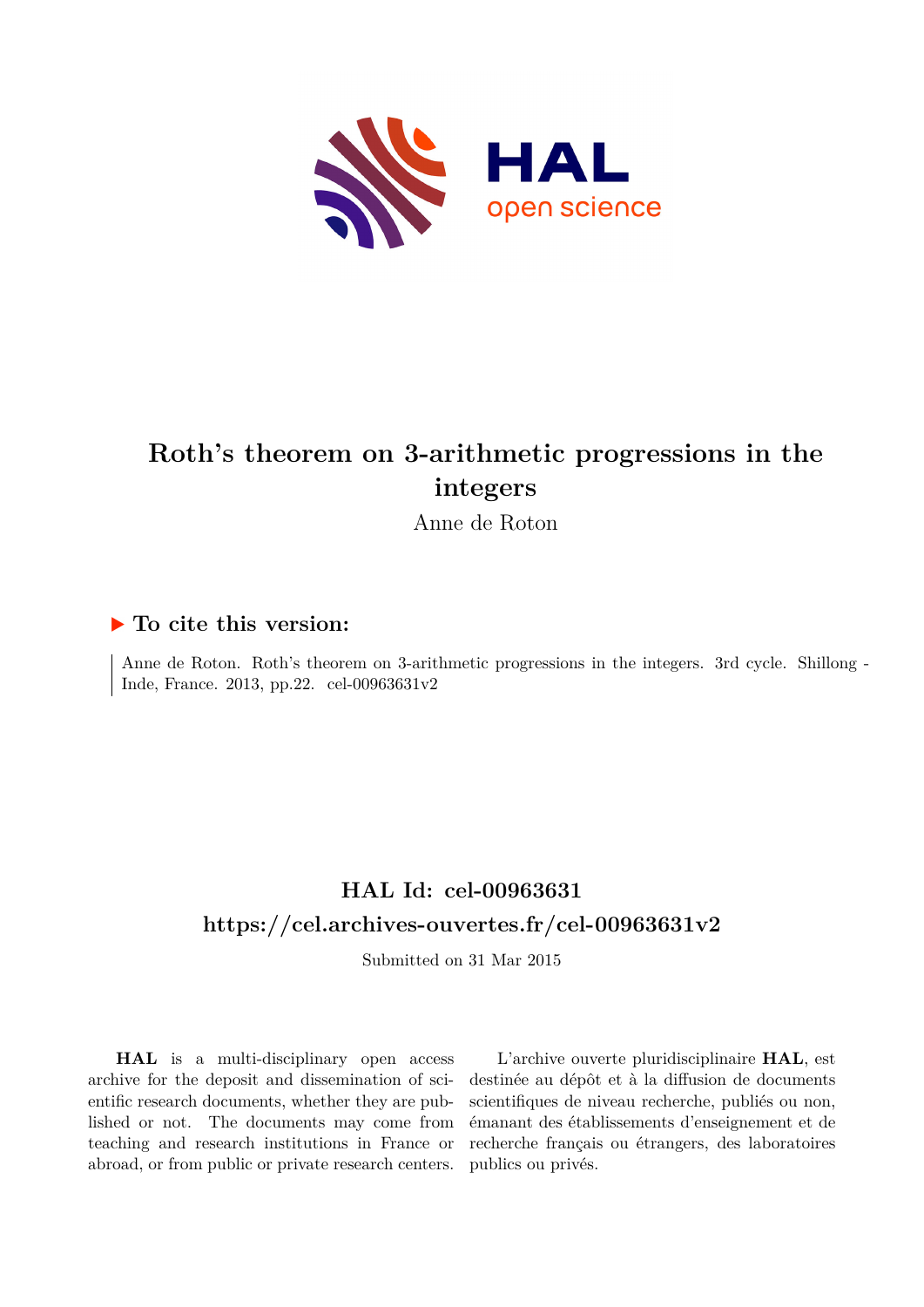# Roth's theorem on 3-arithmetic progressions in the integers

Anne de Roton

## ▶ To cite this version:

Anne de Roton. Roth's theorem on 3-arithmetic progressions in the integers. 3rd cycle. Shillong - Inde, France. 2013, pp.22. cel-00963631v2

## HAL Id: cel-00963631

## https://cel.archives-ouvertes.fr/cel-00963631v2

Submitted on 31 Mar 2015

**HAL** is a multi-disciplinary open access archive for the deposit and dissemination of scientific research documents, whether they are published or not. The documents may come from teaching and research institutions in France or abroad, or from public or private research centers.

L'archive ouverte pluridisciplinaire **HAL**, est destinée au dépôt et à la diffusion de documents scientifiques de niveau recherche, publiés ou non, émanant des établissements d'enseignement et de recherche français ou étrangers, des laboratoires publics ou privés.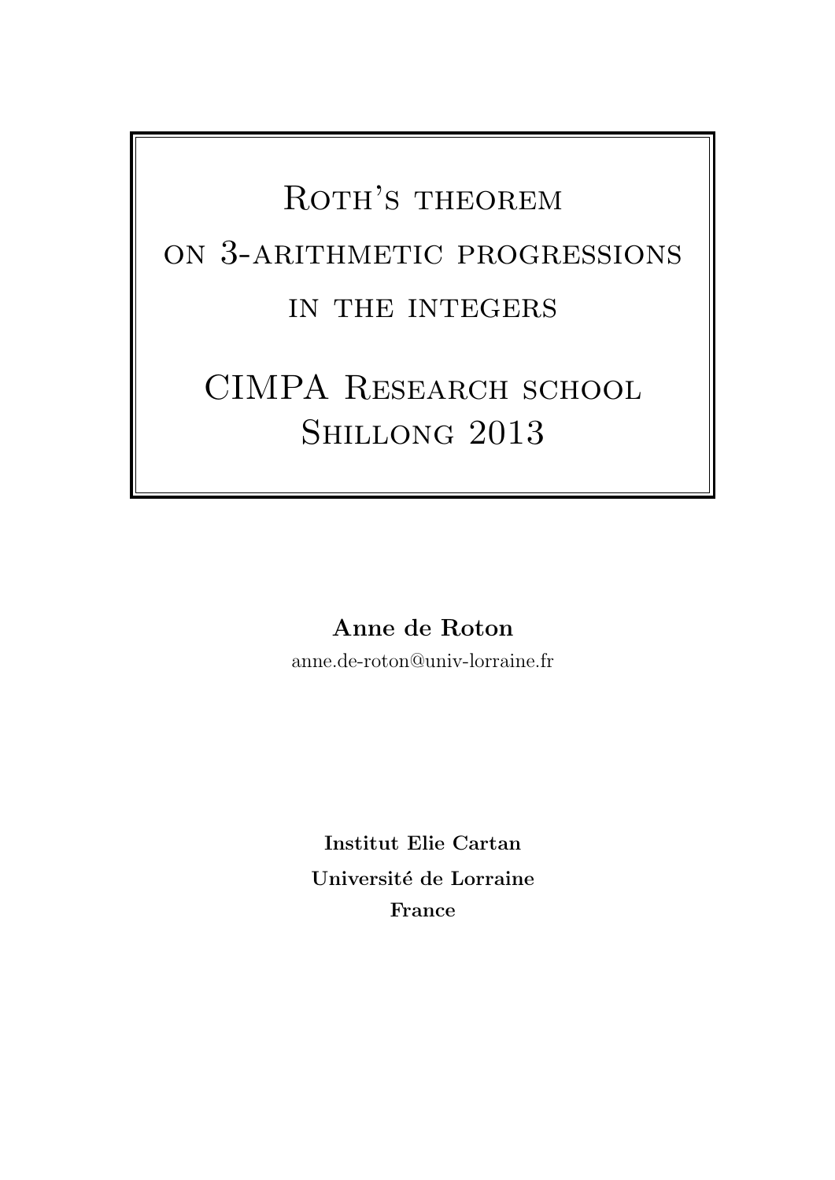# Roth's theorem on 3-arithmetic progressions in the integers

# CIMPA Research school Shillong 2013

**Anne de Roton**

anne.de-roton@univ-lorraine.fr

**Institut Elie Cartan**

**Université de Lorraine**

**France**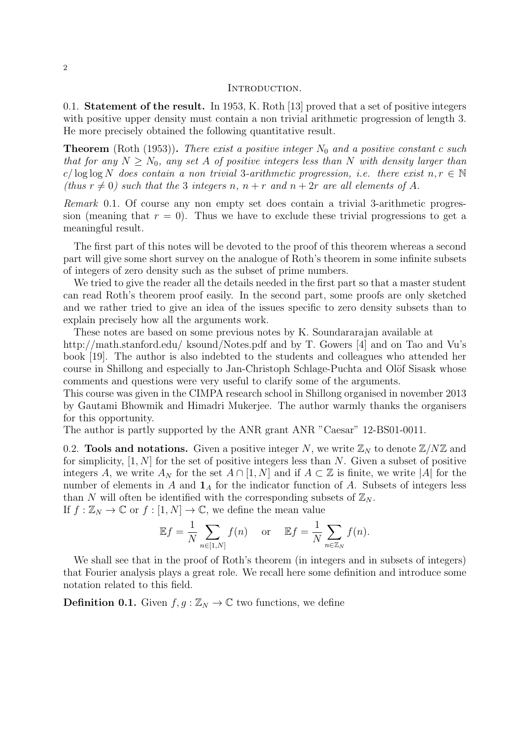# Introduction.

0.1. **Statement of the result.** In 1953, K. Roth [13] proved that a set of positive integers with positive upper density must contain a non trivial arithmetic progression of length 3. He more precisely obtained the following quantitative result.

**Theorem** (Roth (1953))**.** *There exist a positive integer $N_0$ and a positive constant $c$ such that for any $N \geq N_0$, any set $A$ of positive integers less than $N$ with density larger than $c/\log\log N$ does contain a non trivial 3-arithmetic progression, i.e. there exist $n, r \in \mathbb{N}$ (thus $r \neq 0$) such that the 3 integers $n$, $n+r$ and $n+2r$ are all elements of $A$.*

*Remark* 0.1. Of course any non empty set does contain a trivial 3-arithmetic progression (meaning that $r = 0$). Thus we have to exclude these trivial progressions to get a meaningful result.

The first part of this notes will be devoted to the proof of this theorem whereas a second part will give some short survey on the analogue of Roth's theorem in some infinite subsets of integers of zero density such as the subset of prime numbers.

We tried to give the reader all the details needed in the first part so that a master student can read Roth's theorem proof easily. In the second part, some proofs are only sketched and we rather tried to give an idea of the issues specific to zero density subsets than to explain precisely how all the arguments work.

These notes are based on some previous notes by K. Soundararajan available at http://math.stanford.edu/ ksound/Notes.pdf and by T. Gowers [4] and on Tao and Vu's book [19]. The author is also indebted to the students and colleagues who attended her course in Shillong and especially to Jan-Christoph Schlage-Puchta and Olöf Sisask whose comments and questions were very useful to clarify some of the arguments.

This course was given in the CIMPA research school in Shillong organised in november 2013 by Gautami Bhowmik and Himadri Mukerjee. The author warmly thanks the organisers for this opportunity.

The author is partly supported by the ANR grant ANR "Caesar" 12-BS01-0011.

0.2. **Tools and notations.** Given a positive integer $N$, we write $\mathbb{Z}_N$ to denote $\mathbb{Z}/N\mathbb{Z}$ and for simplicity, $[1, N]$ for the set of positive integers less than $N$. Given a subset of positive integers $A$, we write $A_N$ for the set $A \cap [1, N]$ and if $A \subset \mathbb{Z}$ is finite, we write $|A|$ for the number of elements in $A$ and $\mathbf{1}_A$ for the indicator function of $A$. Subsets of integers less than $N$ will often be identified with the corresponding subsets of $\mathbb{Z}_N$.

If $f : \mathbb{Z}_N \to \mathbb{C}$ or $f : [1, N] \to \mathbb{C}$, we define the mean value

$$\mathbb{E}f = \frac{1}{N} \sum_{n \in [1,N]} f(n) \quad \text{ or } \quad \mathbb{E}f = \frac{1}{N} \sum_{n \in \mathbb{Z}_N} f(n).$$

We shall see that in the proof of Roth's theorem (in integers and in subsets of integers) that Fourier analysis plays a great role. We recall here some definition and introduce some notation related to this field.

**Definition 0.1.** Given $f, g : \mathbb{Z}_N \to \mathbb{C}$ two functions, we define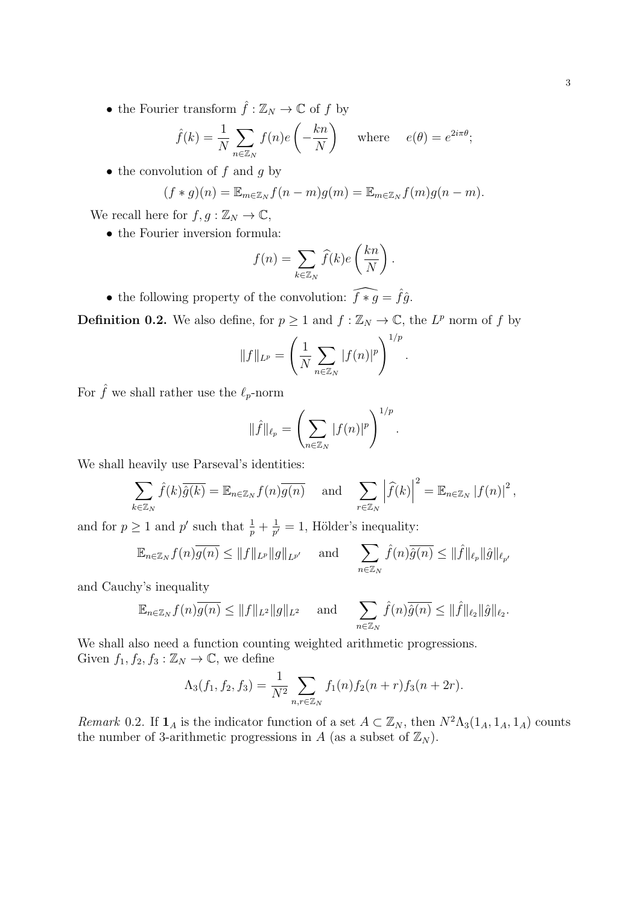- the Fourier transform $\hat{f} : \mathbb{Z}_N \to \mathbb{C}$ of $f$ by

$$\hat{f}(k) = \frac{1}{N} \sum_{n \in \mathbb{Z}_N} f(n) e\left(-\frac{kn}{N}\right) \quad \text{where} \quad e(\theta) = e^{2i\pi\theta};$$

- the convolution of $f$ and $g$ by

$$(f * g)(n) = \mathbb{E}_{m \in \mathbb{Z}_N} f(n-m) g(m) = \mathbb{E}_{m \in \mathbb{Z}_N} f(m) g(n-m).$$

We recall here for $f, g : \mathbb{Z}_N \to \mathbb{C}$,

- the Fourier inversion formula:

$$f(n) = \sum_{k \in \mathbb{Z}_N} \widehat{f}(k) e\left(\frac{kn}{N}\right).$$

- the following property of the convolution: $\widehat{f * g} = \hat{f}\hat{g}$.

**Definition 0.2.** We also define, for $p \geq 1$ and $f : \mathbb{Z}_N \to \mathbb{C}$, the $L^p$ norm of $f$ by

$$\|f\|_{L^p} = \left( \frac{1}{N} \sum_{n \in \mathbb{Z}_N} |f(n)|^p \right)^{1/p}.$$

For $\hat{f}$ we shall rather use the $\ell_p$-norm

$$\|\hat{f}\|_{\ell_p} = \left( \sum_{n \in \mathbb{Z}_N} |f(n)|^p \right)^{1/p}.$$

We shall heavily use Parseval's identities:

$$\sum_{k \in \mathbb{Z}_N} \hat{f}(k)\overline{\hat{g}(k)} = \mathbb{E}_{n \in \mathbb{Z}_N} f(n)\overline{g(n)} \quad \text{and} \quad \sum_{r \in \mathbb{Z}_N} \left|\widehat{f}(k)\right|^2 = \mathbb{E}_{n \in \mathbb{Z}_N} |f(n)|^2,$$

and for $p \geq 1$ and $p'$ such that $\frac{1}{p} + \frac{1}{p'} = 1$, Hölder's inequality:

$$\mathbb{E}_{n \in \mathbb{Z}_N} f(n)\overline{g(n)} \leq \|f\|_{L^p} \|g\|_{L^{p'}} \quad \text{and} \quad \sum_{n \in \mathbb{Z}_N} \hat{f}(n)\overline{\hat{g}(n)} \leq \|\hat{f}\|_{\ell_p} \|\hat{g}\|_{\ell_{p'}}$$

and Cauchy's inequality

$$\mathbb{E}_{n \in \mathbb{Z}_N} f(n)\overline{g(n)} \leq \|f\|_{L^2} \|g\|_{L^2} \quad \text{and} \quad \sum_{n \in \mathbb{Z}_N} \hat{f}(n)\overline{\hat{g}(n)} \leq \|\hat{f}\|_{\ell_2} \|\hat{g}\|_{\ell_2}.$$

We shall also need a function counting weighted arithmetic progressions.
Given $f_1, f_2, f_3 : \mathbb{Z}_N \to \mathbb{C}$, we define

$$\Lambda_3(f_1, f_2, f_3) = \frac{1}{N^2} \sum_{n, r \in \mathbb{Z}_N} f_1(n) f_2(n+r) f_3(n+2r).$$

*Remark* 0.2. If $\mathbf{1}_A$ is the indicator function of a set $A \subset \mathbb{Z}_N$, then $N^2\Lambda_3(1_A, 1_A, 1_A)$ counts the number of 3-arithmetic progressions in $A$ (as a subset of $\mathbb{Z}_N$).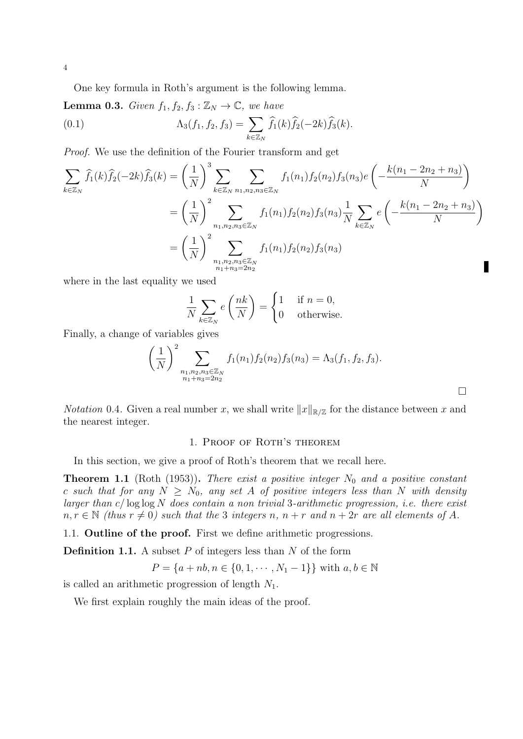One key formula in Roth's argument is the following lemma.

**Lemma 0.3.** *Given $f_1, f_2, f_3 : \mathbb{Z}_N \to \mathbb{C}$, we have*

$$\Lambda_3(f_1, f_2, f_3) = \sum_{k \in \mathbb{Z}_N} \widehat{f}_1(k)\widehat{f}_2(-2k)\widehat{f}_3(k). \tag{0.1}$$

*Proof.* We use the definition of the Fourier transform and get

$$\begin{aligned}
\sum_{k \in \mathbb{Z}_N} \widehat{f}_1(k)\widehat{f}_2(-2k)\widehat{f}_3(k) &= \left(\frac{1}{N}\right)^3 \sum_{k \in \mathbb{Z}_N} \sum_{n_1, n_2, n_3 \in \mathbb{Z}_N} f_1(n_1)f_2(n_2)f_3(n_3) e\left(-\frac{k(n_1 - 2n_2 + n_3)}{N}\right) \\
&= \left(\frac{1}{N}\right)^2 \sum_{n_1, n_2, n_3 \in \mathbb{Z}_N} f_1(n_1)f_2(n_2)f_3(n_3) \frac{1}{N} \sum_{k \in \mathbb{Z}_N} e\left(-\frac{k(n_1 - 2n_2 + n_3)}{N}\right) \\
&= \left(\frac{1}{N}\right)^2 \sum_{\substack{n_1, n_2, n_3 \in \mathbb{Z}_N \\ n_1 + n_3 = 2n_2}} f_1(n_1)f_2(n_2)f_3(n_3)
\end{aligned}$$

where in the last equality we used

$$\frac{1}{N} \sum_{k \in \mathbb{Z}_N} e\left(\frac{nk}{N}\right) = \begin{cases} 1 & \text{if } n = 0, \\ 0 & \text{otherwise.} \end{cases}$$

Finally, a change of variables gives

$$\left(\frac{1}{N}\right)^2 \sum_{\substack{n_1, n_2, n_3 \in \mathbb{Z}_N \\ n_1 + n_3 = 2n_2}} f_1(n_1)f_2(n_2)f_3(n_3) = \Lambda_3(f_1, f_2, f_3).$$

□

*Notation* 0.4. Given a real number $x$, we shall write $\|x\|_{\mathbb{R}/\mathbb{Z}}$ for the distance between $x$ and the nearest integer.

## 1. Proof of Roth's theorem

In this section, we give a proof of Roth's theorem that we recall here.

**Theorem 1.1** (Roth (1953))**.** *There exist a positive integer $N_0$ and a positive constant $c$ such that for any $N \geq N_0$, any set $A$ of positive integers less than $N$ with density larger than $c/\log\log N$ does contain a non trivial 3-arithmetic progression, i.e. there exist $n, r \in \mathbb{N}$ (thus $r \neq 0$) such that the 3 integers $n$, $n + r$ and $n + 2r$ are all elements of $A$.*

### 1.1. Outline of the proof.

First we define arithmetic progressions.

**Definition 1.1.** A subset $P$ of integers less than $N$ of the form

$$P = \{a + nb, n \in \{0, 1, \cdots, N_1 - 1\}\} \text{ with } a, b \in \mathbb{N}$$

is called an arithmetic progression of length $N_1$.

We first explain roughly the main ideas of the proof.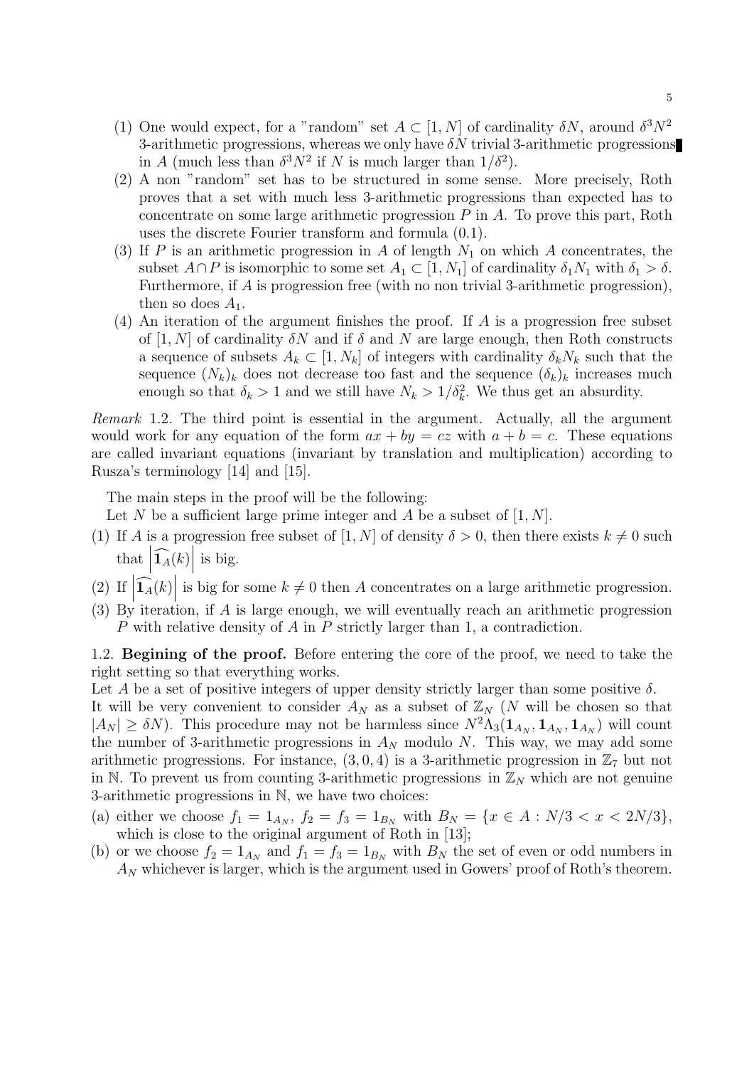(1) One would expect, for a "random" set $A \subset [1, N]$ of cardinality $\delta N$, around $\delta^3 N^2$ 3-arithmetic progressions, whereas we only have $\delta N$ trivial 3-arithmetic progressions in $A$ (much less than $\delta^3 N^2$ if $N$ is much larger than $1/\delta^2$).

(2) A non "random" set has to be structured in some sense. More precisely, Roth proves that a set with much less 3-arithmetic progressions than expected has to concentrate on some large arithmetic progression $P$ in $A$. To prove this part, Roth uses the discrete Fourier transform and formula (0.1).

(3) If $P$ is an arithmetic progression in $A$ of length $N_1$ on which $A$ concentrates, the subset $A \cap P$ is isomorphic to some set $A_1 \subset [1, N_1]$ of cardinality $\delta_1 N_1$ with $\delta_1 > \delta$. Furthermore, if $A$ is progression free (with no non trivial 3-arithmetic progression), then so does $A_1$.

(4) An iteration of the argument finishes the proof. If $A$ is a progression free subset of $[1, N]$ of cardinality $\delta N$ and if $\delta$ and $N$ are large enough, then Roth constructs a sequence of subsets $A_k \subset [1, N_k]$ of integers with cardinality $\delta_k N_k$ such that the sequence $(N_k)_k$ does not decrease too fast and the sequence $(\delta_k)_k$ increases much enough so that $\delta_k > 1$ and we still have $N_k > 1/\delta_k^2$. We thus get an absurdity.

*Remark* 1.2. The third point is essential in the argument. Actually, all the argument would work for any equation of the form $ax + by = cz$ with $a + b = c$. These equations are called invariant equations (invariant by translation and multiplication) according to Rusza's terminology [14] and [15].

The main steps in the proof will be the following:

Let $N$ be a sufficient large prime integer and $A$ be a subset of $[1, N]$.

(1) If $A$ is a progression free subset of $[1, N]$ of density $\delta > 0$, then there exists $k \neq 0$ such that $\left|\widehat{\mathbf{1}_A}(k)\right|$ is big.

(2) If $\left|\widehat{\mathbf{1}_A}(k)\right|$ is big for some $k \neq 0$ then $A$ concentrates on a large arithmetic progression.

(3) By iteration, if $A$ is large enough, we will eventually reach an arithmetic progression $P$ with relative density of $A$ in $P$ strictly larger than 1, a contradiction.

1.2. **Begining of the proof.** Before entering the core of the proof, we need to take the right setting so that everything works.

Let $A$ be a set of positive integers of upper density strictly larger than some positive $\delta$.

It will be very convenient to consider $A_N$ as a subset of $\mathbb{Z}_N$ ($N$ will be chosen so that $|A_N| \geq \delta N$). This procedure may not be harmless since $N^2 \Lambda_3(\mathbf{1}_{A_N}, \mathbf{1}_{A_N}, \mathbf{1}_{A_N})$ will count the number of 3-arithmetic progressions in $A_N$ modulo $N$. This way, we may add some arithmetic progressions. For instance, $(3, 0, 4)$ is a 3-arithmetic progression in $\mathbb{Z}_7$ but not in $\mathbb{N}$. To prevent us from counting 3-arithmetic progressions in $\mathbb{Z}_N$ which are not genuine 3-arithmetic progressions in $\mathbb{N}$, we have two choices:

(a) either we choose $f_1 = 1_{A_N}$, $f_2 = f_3 = 1_{B_N}$ with $B_N = \{x \in A : N/3 < x < 2N/3\}$, which is close to the original argument of Roth in [13];

(b) or we choose $f_2 = 1_{A_N}$ and $f_1 = f_3 = 1_{B_N}$ with $B_N$ the set of even or odd numbers in $A_N$ whichever is larger, which is the argument used in Gowers' proof of Roth's theorem.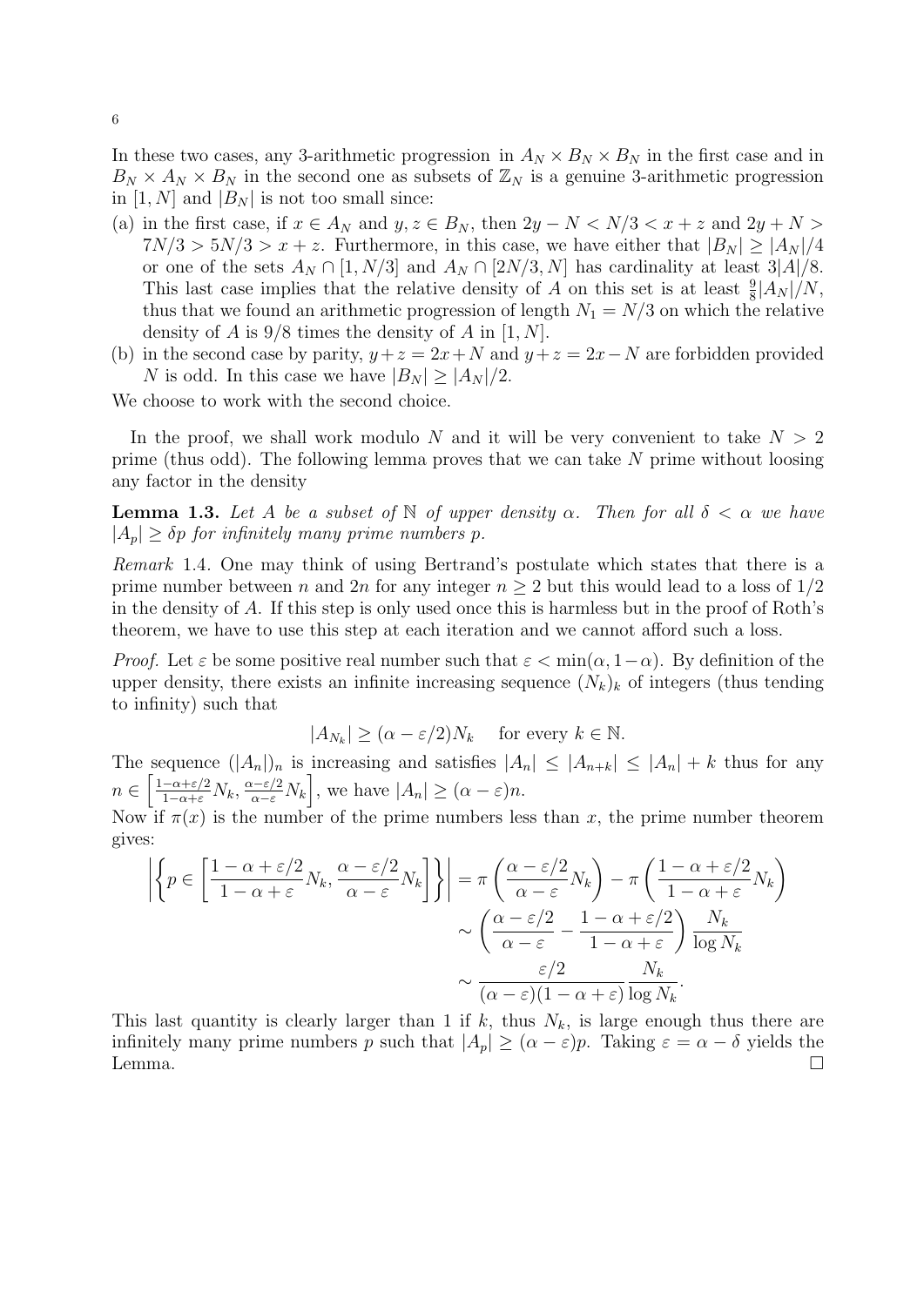In these two cases, any 3-arithmetic progression in $A_N \times B_N \times B_N$ in the first case and in $B_N \times A_N \times B_N$ in the second one as subsets of $\mathbb{Z}_N$ is a genuine 3-arithmetic progression in $[1, N]$ and $|B_N|$ is not too small since:

(a) in the first case, if $x \in A_N$ and $y, z \in B_N$, then $2y - N < N/3 < x + z$ and $2y + N > 7N/3 > 5N/3 > x + z$. Furthermore, in this case, we have either that $|B_N| \geq |A_N|/4$ or one of the sets $A_N \cap [1, N/3]$ and $A_N \cap [2N/3, N]$ has cardinality at least $3|A|/8$. This last case implies that the relative density of $A$ on this set is at least $\frac{9}{8}|A_N|/N$, thus that we found an arithmetic progression of length $N_1 = N/3$ on which the relative density of $A$ is $9/8$ times the density of $A$ in $[1, N]$.

(b) in the second case by parity, $y + z = 2x + N$ and $y + z = 2x - N$ are forbidden provided $N$ is odd. In this case we have $|B_N| \geq |A_N|/2$.

We choose to work with the second choice.

In the proof, we shall work modulo $N$ and it will be very convenient to take $N > 2$ prime (thus odd). The following lemma proves that we can take $N$ prime without loosing any factor in the density

**Lemma 1.3.** *Let $A$ be a subset of $\mathbb{N}$ of upper density $\alpha$. Then for all $\delta < \alpha$ we have $|A_p| \geq \delta p$ for infinitely many prime numbers $p$.*

*Remark* 1.4. One may think of using Bertrand's postulate which states that there is a prime number between $n$ and $2n$ for any integer $n \geq 2$ but this would lead to a loss of $1/2$ in the density of $A$. If this step is only used once this is harmless but in the proof of Roth's theorem, we have to use this step at each iteration and we cannot afford such a loss.

*Proof.* Let $\varepsilon$ be some positive real number such that $\varepsilon < \min(\alpha, 1-\alpha)$. By definition of the upper density, there exists an infinite increasing sequence $(N_k)_k$ of integers (thus tending to infinity) such that

$$|A_{N_k}| \geq (\alpha - \varepsilon/2)N_k \quad \text{for every } k \in \mathbb{N}.$$

The sequence $(|A_n|)_n$ is increasing and satisfies $|A_n| \leq |A_{n+k}| \leq |A_n| + k$ thus for any $n \in \left[\frac{1-\alpha+\varepsilon/2}{1-\alpha+\varepsilon}N_k, \frac{\alpha-\varepsilon/2}{\alpha-\varepsilon}N_k\right]$, we have $|A_n| \geq (\alpha - \varepsilon)n$.

Now if $\pi(x)$ is the number of the prime numbers less than $x$, the prime number theorem gives:

$$\begin{aligned}
\left|\left\{p \in \left[\frac{1-\alpha+\varepsilon/2}{1-\alpha+\varepsilon}N_k, \frac{\alpha-\varepsilon/2}{\alpha-\varepsilon}N_k\right]\right\}\right| &= \pi\left(\frac{\alpha-\varepsilon/2}{\alpha-\varepsilon}N_k\right) - \pi\left(\frac{1-\alpha+\varepsilon/2}{1-\alpha+\varepsilon}N_k\right) \\
&\sim \left(\frac{\alpha-\varepsilon/2}{\alpha-\varepsilon} - \frac{1-\alpha+\varepsilon/2}{1-\alpha+\varepsilon}\right)\frac{N_k}{\log N_k} \\
&\sim \frac{\varepsilon/2}{(\alpha-\varepsilon)(1-\alpha+\varepsilon)}\frac{N_k}{\log N_k}.
\end{aligned}$$

This last quantity is clearly larger than 1 if $k$, thus $N_k$, is large enough thus there are infinitely many prime numbers $p$ such that $|A_p| \geq (\alpha - \varepsilon)p$. Taking $\varepsilon = \alpha - \delta$ yields the Lemma. □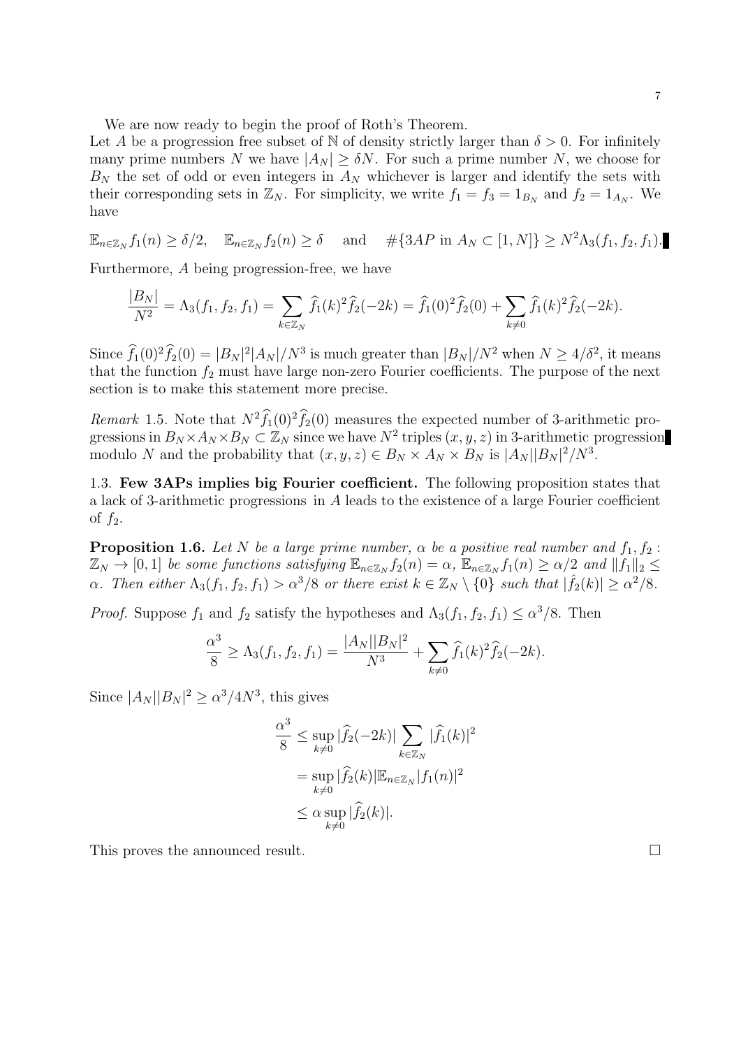We are now ready to begin the proof of Roth's Theorem.

Let $A$ be a progression free subset of $\mathbb{N}$ of density strictly larger than $\delta > 0$. For infinitely many prime numbers $N$ we have $|A_N| \geq \delta N$. For such a prime number $N$, we choose for $B_N$ the set of odd or even integers in $A_N$ whichever is larger and identify the sets with their corresponding sets in $\mathbb{Z}_N$. For simplicity, we write $f_1 = f_3 = 1_{B_N}$ and $f_2 = 1_{A_N}$. We have

$$\mathbb{E}_{n\in\mathbb{Z}_N} f_1(n) \geq \delta/2, \quad \mathbb{E}_{n\in\mathbb{Z}_N} f_2(n) \geq \delta \quad \text{and} \quad \#\{3AP \text{ in } A_N \subset [1,N]\} \geq N^2 \Lambda_3(f_1, f_2, f_1).$$

Furthermore, $A$ being progression-free, we have

$$\frac{|B_N|}{N^2} = \Lambda_3(f_1, f_2, f_1) = \sum_{k\in\mathbb{Z}_N} \widehat{f}_1(k)^2 \widehat{f}_2(-2k) = \widehat{f}_1(0)^2 \widehat{f}_2(0) + \sum_{k\neq 0} \widehat{f}_1(k)^2 \widehat{f}_2(-2k).$$

Since $\widehat{f}_1(0)^2 \widehat{f}_2(0) = |B_N|^2 |A_N|/N^3$ is much greater than $|B_N|/N^2$ when $N \geq 4/\delta^2$, it means that the function $f_2$ must have large non-zero Fourier coefficients. The purpose of the next section is to make this statement more precise.

*Remark* 1.5. Note that $N^2 \widehat{f}_1(0)^2 \widehat{f}_2(0)$ measures the expected number of 3-arithmetic progressions in $B_N \times A_N \times B_N \subset \mathbb{Z}_N$ since we have $N^2$ triples $(x, y, z)$ in 3-arithmetic progression modulo $N$ and the probability that $(x, y, z) \in B_N \times A_N \times B_N$ is $|A_N||B_N|^2/N^3$.

## 1.3. Few 3APs implies big Fourier coefficient.

The following proposition states that a lack of 3-arithmetic progressions in $A$ leads to the existence of a large Fourier coefficient of $f_2$.

**Proposition 1.6.** *Let $N$ be a large prime number, $\alpha$ be a positive real number and $f_1, f_2 : \mathbb{Z}_N \to [0,1]$ be some functions satisfying $\mathbb{E}_{n\in\mathbb{Z}_N} f_2(n) = \alpha$, $\mathbb{E}_{n\in\mathbb{Z}_N} f_1(n) \geq \alpha/2$ and $\|f_1\|_2 \leq \alpha$. Then either $\Lambda_3(f_1, f_2, f_1) > \alpha^3/8$ or there exist $k \in \mathbb{Z}_N \setminus \{0\}$ such that $|\hat{f}_2(k)| \geq \alpha^2/8$.*

*Proof.* Suppose $f_1$ and $f_2$ satisfy the hypotheses and $\Lambda_3(f_1, f_2, f_1) \leq \alpha^3/8$. Then

$$\frac{\alpha^3}{8} \geq \Lambda_3(f_1, f_2, f_1) = \frac{|A_N||B_N|^2}{N^3} + \sum_{k\neq 0} \widehat{f}_1(k)^2 \widehat{f}_2(-2k).$$

Since $|A_N||B_N|^2 \geq \alpha^3/4N^3$, this gives

$$\begin{aligned}
\frac{\alpha^3}{8} &\leq \sup_{k\neq 0} |\widehat{f}_2(-2k)| \sum_{k\in\mathbb{Z}_N} |\widehat{f}_1(k)|^2 \\
&= \sup_{k\neq 0} |\widehat{f}_2(k)| \mathbb{E}_{n\in\mathbb{Z}_N} |f_1(n)|^2 \\
&\leq \alpha \sup_{k\neq 0} |\widehat{f}_2(k)|.
\end{aligned}$$

This proves the announced result. $\square$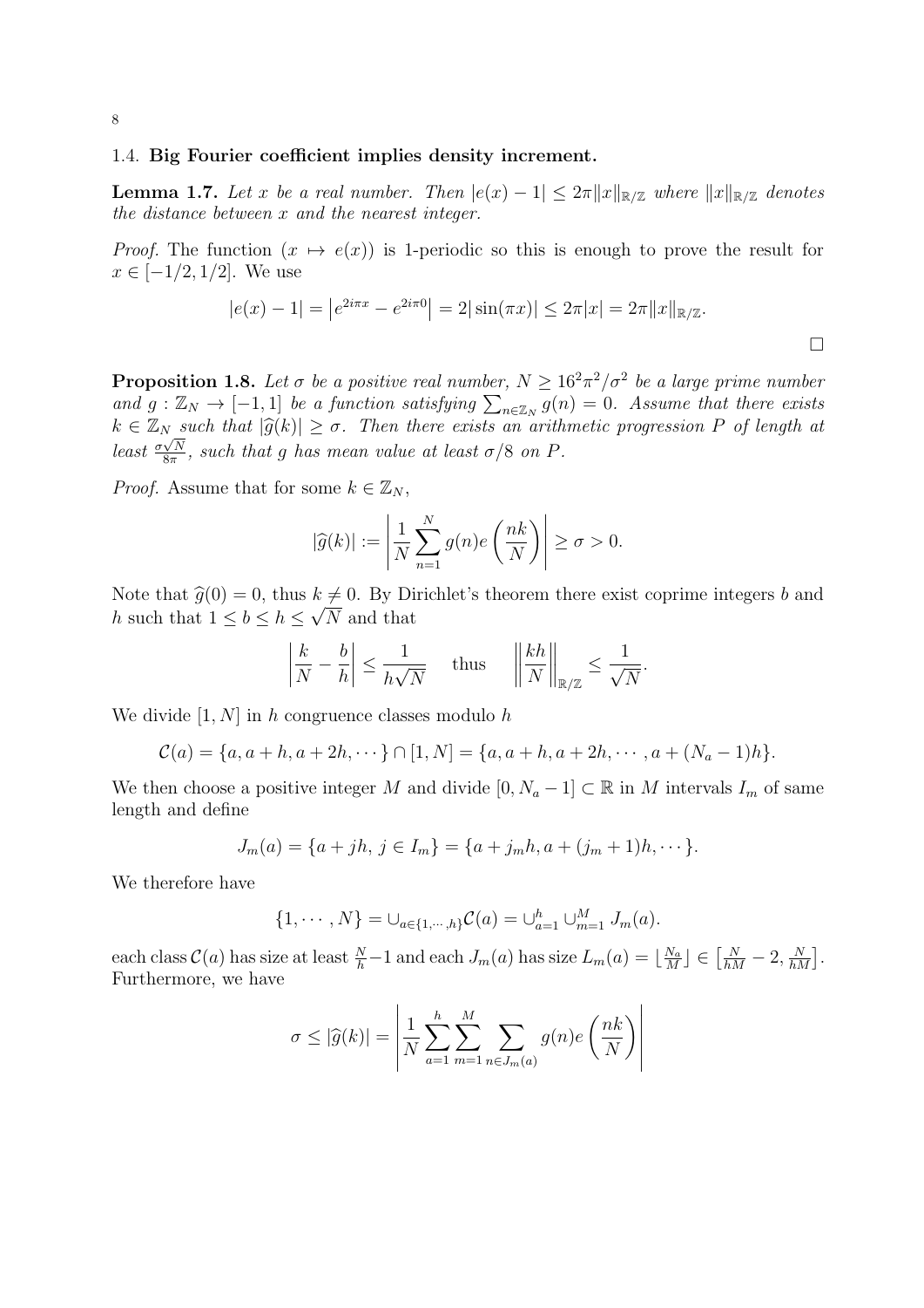### 1.4. Big Fourier coefficient implies density increment.

**Lemma 1.7.** *Let $x$ be a real number. Then $|e(x) - 1| \leq 2\pi \|x\|_{\mathbb{R}/\mathbb{Z}}$ where $\|x\|_{\mathbb{R}/\mathbb{Z}}$ denotes the distance between $x$ and the nearest integer.*

*Proof.* The function $(x \mapsto e(x))$ is 1-periodic so this is enough to prove the result for $x \in [-1/2, 1/2]$. We use

$$|e(x) - 1| = \left|e^{2i\pi x} - e^{2i\pi 0}\right| = 2|\sin(\pi x)| \leq 2\pi|x| = 2\pi\|x\|_{\mathbb{R}/\mathbb{Z}}.$$

□

**Proposition 1.8.** *Let $\sigma$ be a positive real number, $N \geq 16^2\pi^2/\sigma^2$ be a large prime number and $g : \mathbb{Z}_N \to [-1, 1]$ be a function satisfying $\sum_{n\in\mathbb{Z}_N} g(n) = 0$. Assume that there exists $k \in \mathbb{Z}_N$ such that $|\widehat{g}(k)| \geq \sigma$. Then there exists an arithmetic progression $P$ of length at least $\frac{\sigma\sqrt{N}}{8\pi}$, such that $g$ has mean value at least $\sigma/8$ on $P$.*

*Proof.* Assume that for some $k \in \mathbb{Z}_N$,

$$|\widehat{g}(k)| := \left|\frac{1}{N}\sum_{n=1}^{N} g(n)e\left(\frac{nk}{N}\right)\right| \geq \sigma > 0.$$

Note that $\widehat{g}(0) = 0$, thus $k \neq 0$. By Dirichlet's theorem there exist coprime integers $b$ and $h$ such that $1 \leq b \leq h \leq \sqrt{N}$ and that

$$\left|\frac{k}{N} - \frac{b}{h}\right| \leq \frac{1}{h\sqrt{N}} \quad \text{thus} \quad \left\|\frac{kh}{N}\right\|_{\mathbb{R}/\mathbb{Z}} \leq \frac{1}{\sqrt{N}}.$$

We divide $[1, N]$ in $h$ congruence classes modulo $h$

$$\mathcal{C}(a) = \{a, a+h, a+2h, \cdots\} \cap [1, N] = \{a, a+h, a+2h, \cdots, a+(N_a-1)h\}.$$

We then choose a positive integer $M$ and divide $[0, N_a - 1] \subset \mathbb{R}$ in $M$ intervals $I_m$ of same length and define

$$J_m(a) = \{a + jh, \, j \in I_m\} = \{a + j_m h, a + (j_m + 1)h, \cdots\}.$$

We therefore have

$$\{1, \cdots, N\} = \cup_{a\in\{1,\cdots,h\}}\mathcal{C}(a) = \cup_{a=1}^{h} \cup_{m=1}^{M} J_m(a).$$

each class $\mathcal{C}(a)$ has size at least $\frac{N}{h} - 1$ and each $J_m(a)$ has size $L_m(a) = \lfloor \frac{N_a}{M} \rfloor \in \left[\frac{N}{hM} - 2, \frac{N}{hM}\right]$. Furthermore, we have

$$\sigma \leq |\widehat{g}(k)| = \left|\frac{1}{N}\sum_{a=1}^{h}\sum_{m=1}^{M}\sum_{n\in J_m(a)} g(n)e\left(\frac{nk}{N}\right)\right|$$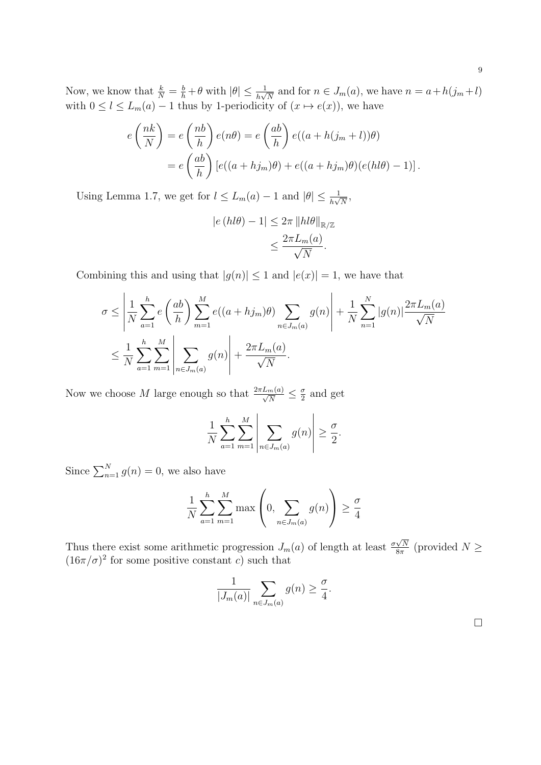Now, we know that $\frac{k}{N} = \frac{b}{h} + \theta$ with $|\theta| \leq \frac{1}{h\sqrt{N}}$ and for $n \in J_m(a)$, we have $n = a + h(j_m + l)$ with $0 \leq l \leq L_m(a) - 1$ thus by 1-periodicity of $(x \mapsto e(x))$, we have

$$
\begin{aligned}
e\left(\frac{nk}{N}\right) &= e\left(\frac{nb}{h}\right) e(n\theta) = e\left(\frac{ab}{h}\right) e((a + h(j_m + l))\theta) \\
&= e\left(\frac{ab}{h}\right) \left[e((a + hj_m)\theta) + e((a + hj_m)\theta)(e(hl\theta) - 1)\right].
\end{aligned}
$$

Using Lemma 1.7, we get for $l \leq L_m(a) - 1$ and $|\theta| \leq \frac{1}{h\sqrt{N}}$,

$$
\begin{aligned}
|e(hl\theta) - 1| &\leq 2\pi \|hl\theta\|_{\mathbb{R}/\mathbb{Z}} \\
&\leq \frac{2\pi L_m(a)}{\sqrt{N}}.
\end{aligned}
$$

Combining this and using that $|g(n)| \leq 1$ and $|e(x)| = 1$, we have that

$$
\begin{aligned}
\sigma &\leq \left| \frac{1}{N} \sum_{a=1}^{h} e\left(\frac{ab}{h}\right) \sum_{m=1}^{M} e((a + hj_m)\theta) \sum_{n \in J_m(a)} g(n) \right| + \frac{1}{N} \sum_{n=1}^{N} |g(n)| \frac{2\pi L_m(a)}{\sqrt{N}} \\
&\leq \frac{1}{N} \sum_{a=1}^{h} \sum_{m=1}^{M} \left| \sum_{n \in J_m(a)} g(n) \right| + \frac{2\pi L_m(a)}{\sqrt{N}}.
\end{aligned}
$$

Now we choose $M$ large enough so that $\frac{2\pi L_m(a)}{\sqrt{N}} \leq \frac{\sigma}{2}$ and get

$$
\frac{1}{N} \sum_{a=1}^{h} \sum_{m=1}^{M} \left| \sum_{n \in J_m(a)} g(n) \right| \geq \frac{\sigma}{2}.
$$

Since $\sum_{n=1}^{N} g(n) = 0$, we also have

$$
\frac{1}{N} \sum_{a=1}^{h} \sum_{m=1}^{M} \max\left(0, \sum_{n \in J_m(a)} g(n)\right) \geq \frac{\sigma}{4}
$$

Thus there exist some arithmetic progression $J_m(a)$ of length at least $\frac{\sigma\sqrt{N}}{8\pi}$ (provided $N \geq (16\pi/\sigma)^2$ for some positive constant $c$) such that

$$
\frac{1}{|J_m(a)|} \sum_{n \in J_m(a)} g(n) \geq \frac{\sigma}{4}.
$$

□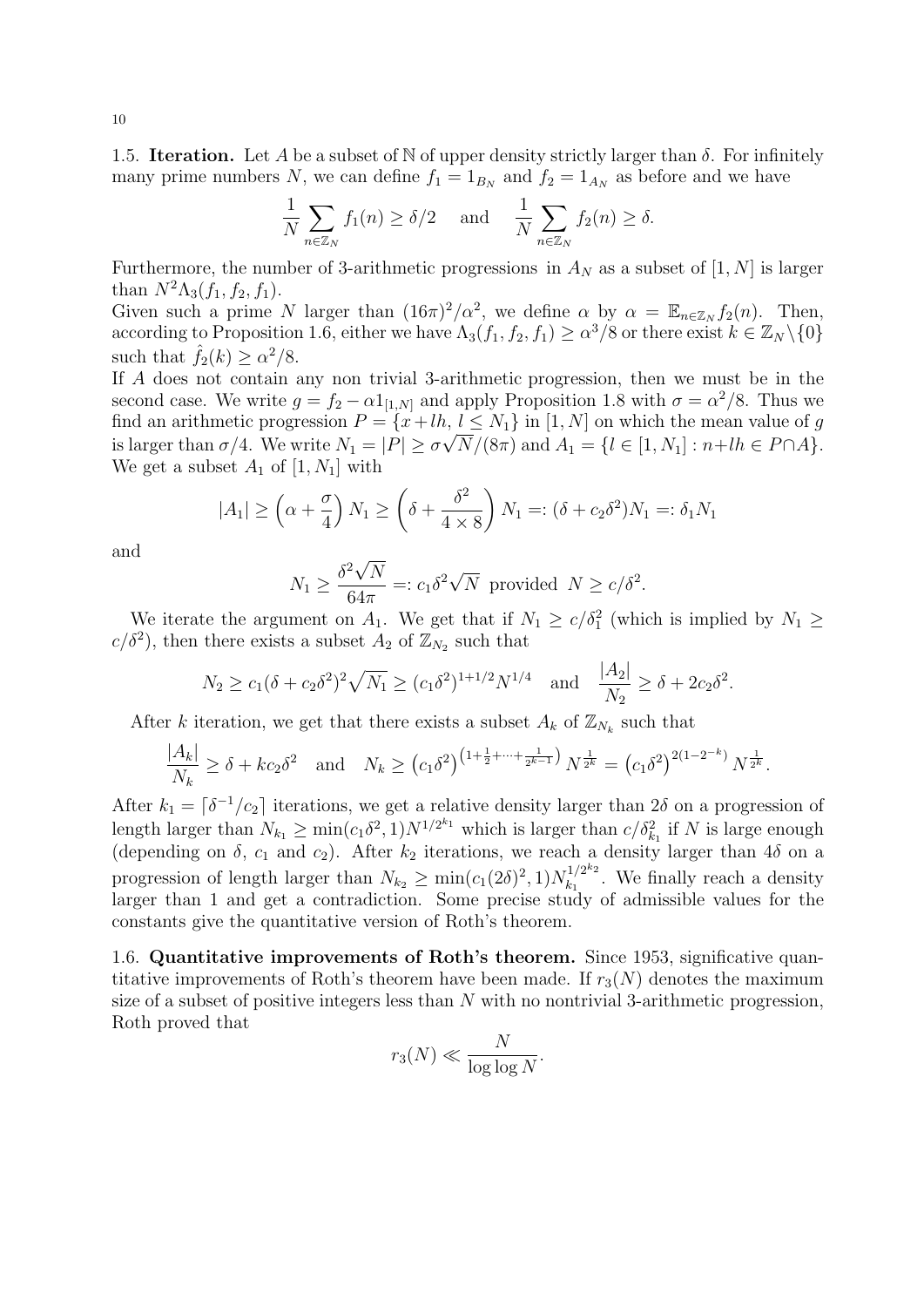1.5. **Iteration.** Let $A$ be a subset of $\mathbb{N}$ of upper density strictly larger than $\delta$. For infinitely many prime numbers $N$, we can define $f_1 = 1_{B_N}$ and $f_2 = 1_{A_N}$ as before and we have

$$\frac{1}{N}\sum_{n\in\mathbb{Z}_N} f_1(n) \geq \delta/2 \quad \text{ and } \quad \frac{1}{N}\sum_{n\in\mathbb{Z}_N} f_2(n) \geq \delta.$$

Furthermore, the number of 3-arithmetic progressions in $A_N$ as a subset of $[1, N]$ is larger than $N^2\Lambda_3(f_1, f_2, f_1)$.

Given such a prime $N$ larger than $(16\pi)^2/\alpha^2$, we define $\alpha$ by $\alpha = \mathbb{E}_{n\in\mathbb{Z}_N} f_2(n)$. Then, according to Proposition 1.6, either we have $\Lambda_3(f_1, f_2, f_1) \geq \alpha^3/8$ or there exist $k \in \mathbb{Z}_N\setminus\{0\}$ such that $\hat{f}_2(k) \geq \alpha^2/8$.

If $A$ does not contain any non trivial 3-arithmetic progression, then we must be in the second case. We write $g = f_2 - \alpha 1_{[1,N]}$ and apply Proposition 1.8 with $\sigma = \alpha^2/8$. Thus we find an arithmetic progression $P = \{x + lh,\ l \leq N_1\}$ in $[1, N]$ on which the mean value of $g$ is larger than $\sigma/4$. We write $N_1 = |P| \geq \sigma\sqrt{N}/(8\pi)$ and $A_1 = \{l \in [1, N_1] : n + lh \in P \cap A\}$. We get a subset $A_1$ of $[1, N_1]$ with

$$|A_1| \geq \left(\alpha + \frac{\sigma}{4}\right) N_1 \geq \left(\delta + \frac{\delta^2}{4\times 8}\right) N_1 =: (\delta + c_2\delta^2)N_1 =: \delta_1 N_1$$

and

$$N_1 \geq \frac{\delta^2\sqrt{N}}{64\pi} =: c_1\delta^2\sqrt{N} \text{ provided } N \geq c/\delta^2.$$

We iterate the argument on $A_1$. We get that if $N_1 \geq c/\delta_1^2$ (which is implied by $N_1 \geq c/\delta^2$), then there exists a subset $A_2$ of $\mathbb{Z}_{N_2}$ such that

$$N_2 \geq c_1(\delta + c_2\delta^2)^2\sqrt{N_1} \geq (c_1\delta^2)^{1+1/2}N^{1/4} \quad \text{and} \quad \frac{|A_2|}{N_2} \geq \delta + 2c_2\delta^2.$$

After $k$ iteration, we get that there exists a subset $A_k$ of $\mathbb{Z}_{N_k}$ such that

$$\frac{|A_k|}{N_k} \geq \delta + kc_2\delta^2 \quad \text{and} \quad N_k \geq \left(c_1\delta^2\right)^{\left(1+\frac{1}{2}+\cdots+\frac{1}{2^{k-1}}\right)} N^{\frac{1}{2^k}} = \left(c_1\delta^2\right)^{2(1-2^{-k})} N^{\frac{1}{2^k}}.$$

After $k_1 = \lceil \delta^{-1}/c_2 \rceil$ iterations, we get a relative density larger than $2\delta$ on a progression of length larger than $N_{k_1} \geq \min(c_1\delta^2, 1)N^{1/2^{k_1}}$ which is larger than $c/\delta_{k_1}^2$ if $N$ is large enough (depending on $\delta$, $c_1$ and $c_2$). After $k_2$ iterations, we reach a density larger than $4\delta$ on a progression of length larger than $N_{k_2} \geq \min(c_1(2\delta)^2, 1)N_{k_1}^{1/2^{k_2}}$. We finally reach a density larger than 1 and get a contradiction. Some precise study of admissible values for the constants give the quantitative version of Roth's theorem.

1.6. **Quantitative improvements of Roth's theorem.** Since 1953, significative quantitative improvements of Roth's theorem have been made. If $r_3(N)$ denotes the maximum size of a subset of positive integers less than $N$ with no nontrivial 3-arithmetic progression, Roth proved that

$$r_3(N) \ll \frac{N}{\log\log N}.$$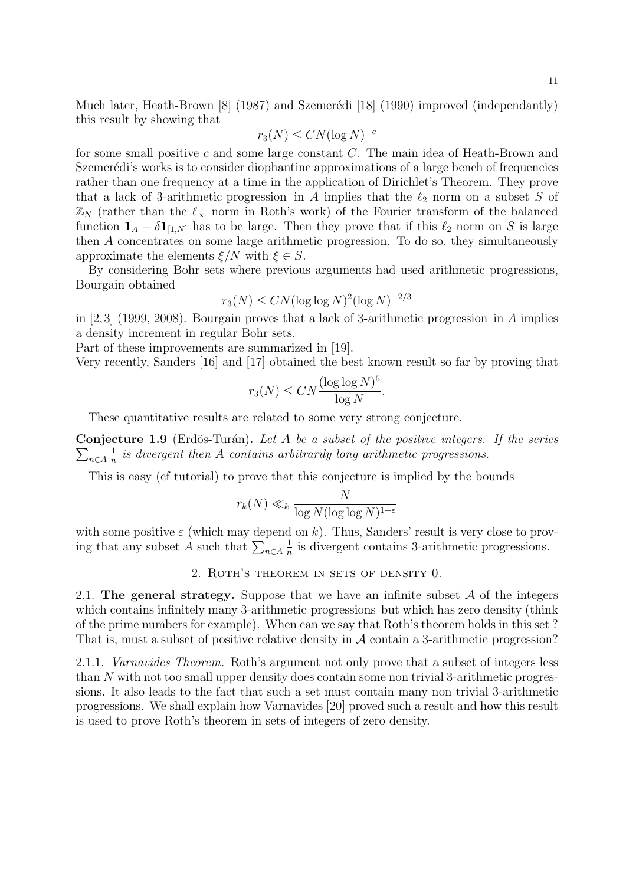Much later, Heath-Brown [8] (1987) and Szemerédi [18] (1990) improved (independantly) this result by showing that

$$r_3(N) \leq CN(\log N)^{-c}$$

for some small positive $c$ and some large constant $C$. The main idea of Heath-Brown and Szemerédi's works is to consider diophantine approximations of a large bench of frequencies rather than one frequency at a time in the application of Dirichlet's Theorem. They prove that a lack of 3-arithmetic progression in $A$ implies that the $\ell_2$ norm on a subset $S$ of $\mathbb{Z}_N$ (rather than the $\ell_\infty$ norm in Roth's work) of the Fourier transform of the balanced function $\mathbf{1}_A - \delta \mathbf{1}_{[1,N]}$ has to be large. Then they prove that if this $\ell_2$ norm on $S$ is large then $A$ concentrates on some large arithmetic progression. To do so, they simultaneously approximate the elements $\xi/N$ with $\xi \in S$.

By considering Bohr sets where previous arguments had used arithmetic progressions, Bourgain obtained

$$r_3(N) \leq CN(\log\log N)^2(\log N)^{-2/3}$$

in [2,3] (1999, 2008). Bourgain proves that a lack of 3-arithmetic progression in $A$ implies a density increment in regular Bohr sets.

Part of these improvements are summarized in [19].

Very recently, Sanders [16] and [17] obtained the best known result so far by proving that

$$r_3(N) \leq CN\frac{(\log\log N)^5}{\log N}.$$

These quantitative results are related to some very strong conjecture.

**Conjecture 1.9** (Erdös-Turán)**.** *Let $A$ be a subset of the positive integers. If the series $\sum_{n\in A}\frac{1}{n}$ is divergent then $A$ contains arbitrarily long arithmetic progressions.*

This is easy (cf tutorial) to prove that this conjecture is implied by the bounds

$$r_k(N) \ll_k \frac{N}{\log N(\log\log N)^{1+\varepsilon}}$$

with some positive $\varepsilon$ (which may depend on $k$). Thus, Sanders' result is very close to proving that any subset $A$ such that $\sum_{n\in A}\frac{1}{n}$ is divergent contains 3-arithmetic progressions.

## 2. Roth's theorem in sets of density 0.

2.1. **The general strategy.** Suppose that we have an infinite subset $\mathcal{A}$ of the integers which contains infinitely many 3-arithmetic progressions but which has zero density (think of the prime numbers for example). When can we say that Roth's theorem holds in this set ? That is, must a subset of positive relative density in $\mathcal{A}$ contain a 3-arithmetic progression?

2.1.1. *Varnavides Theorem.* Roth's argument not only prove that a subset of integers less than $N$ with not too small upper density does contain some non trivial 3-arithmetic progressions. It also leads to the fact that such a set must contain many non trivial 3-arithmetic progressions. We shall explain how Varnavides [20] proved such a result and how this result is used to prove Roth's theorem in sets of integers of zero density.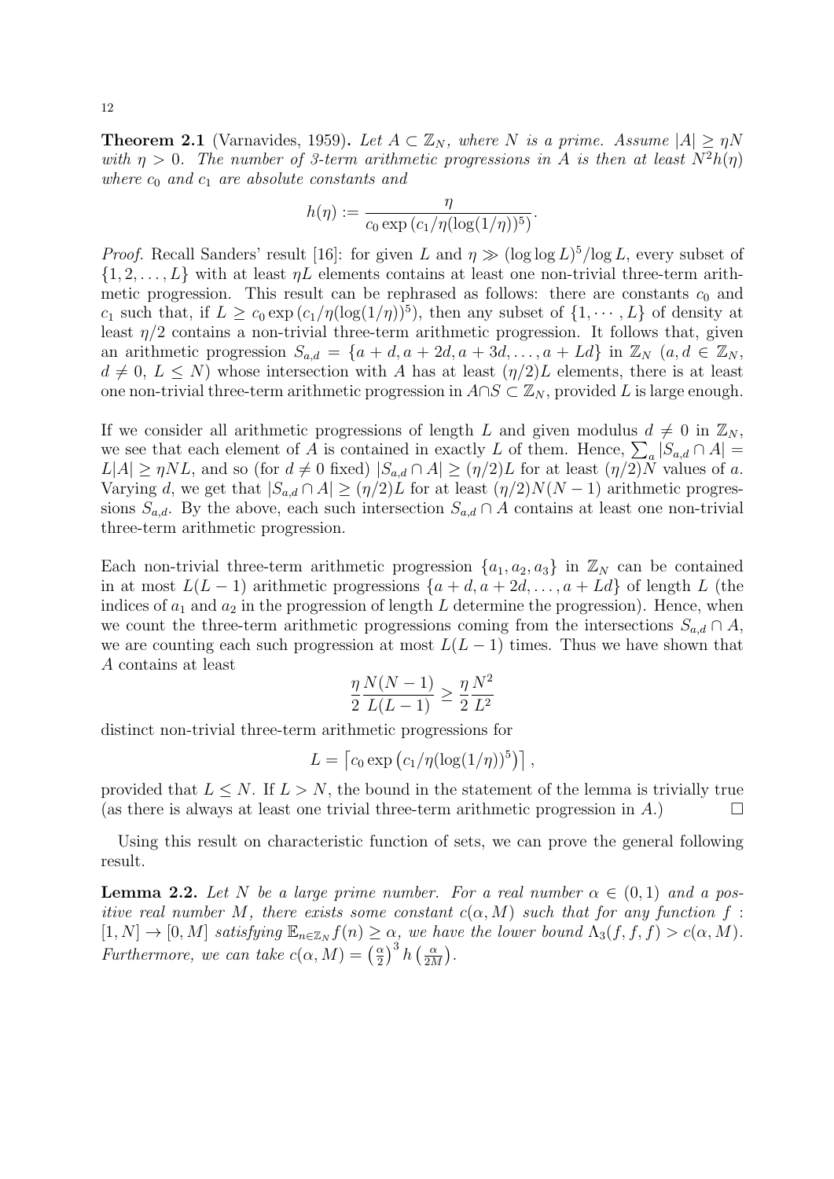**Theorem 2.1** (Varnavides, 1959)**.** *Let $A \subset \mathbb{Z}_N$, where $N$ is a prime. Assume $|A| \geq \eta N$ with $\eta > 0$. The number of 3-term arithmetic progressions in $A$ is then at least $N^2 h(\eta)$ where $c_0$ and $c_1$ are absolute constants and*

$$h(\eta) := \frac{\eta}{c_0 \exp\left(c_1/\eta(\log(1/\eta))^5\right)}.$$

*Proof.* Recall Sanders' result [16]: for given $L$ and $\eta \gg (\log\log L)^5/\log L$, every subset of $\{1, 2, \ldots, L\}$ with at least $\eta L$ elements contains at least one non-trivial three-term arithmetic progression. This result can be rephrased as follows: there are constants $c_0$ and $c_1$ such that, if $L \geq c_0 \exp\left(c_1/\eta(\log(1/\eta))^5\right)$, then any subset of $\{1, \cdots, L\}$ of density at least $\eta/2$ contains a non-trivial three-term arithmetic progression. It follows that, given an arithmetic progression $S_{a,d} = \{a+d, a+2d, a+3d, \ldots, a+Ld\}$ in $\mathbb{Z}_N$ ($a, d \in \mathbb{Z}_N$, $d \neq 0$, $L \leq N$) whose intersection with $A$ has at least $(\eta/2)L$ elements, there is at least one non-trivial three-term arithmetic progression in $A \cap S \subset \mathbb{Z}_N$, provided $L$ is large enough.

If we consider all arithmetic progressions of length $L$ and given modulus $d \neq 0$ in $\mathbb{Z}_N$, we see that each element of $A$ is contained in exactly $L$ of them. Hence, $\sum_a |S_{a,d} \cap A| = L|A| \geq \eta N L$, and so (for $d \neq 0$ fixed) $|S_{a,d} \cap A| \geq (\eta/2)L$ for at least $(\eta/2)N$ values of $a$. Varying $d$, we get that $|S_{a,d} \cap A| \geq (\eta/2)L$ for at least $(\eta/2)N(N-1)$ arithmetic progressions $S_{a,d}$. By the above, each such intersection $S_{a,d} \cap A$ contains at least one non-trivial three-term arithmetic progression.

Each non-trivial three-term arithmetic progression $\{a_1, a_2, a_3\}$ in $\mathbb{Z}_N$ can be contained in at most $L(L-1)$ arithmetic progressions $\{a+d, a+2d, \ldots, a+Ld\}$ of length $L$ (the indices of $a_1$ and $a_2$ in the progression of length $L$ determine the progression). Hence, when we count the three-term arithmetic progressions coming from the intersections $S_{a,d} \cap A$, we are counting each such progression at most $L(L-1)$ times. Thus we have shown that $A$ contains at least

$$\frac{\eta}{2} \frac{N(N-1)}{L(L-1)} \geq \frac{\eta}{2} \frac{N^2}{L^2}$$

distinct non-trivial three-term arithmetic progressions for

$$L = \left\lceil c_0 \exp\left(c_1/\eta(\log(1/\eta))^5\right) \right\rceil,$$

provided that $L \leq N$. If $L > N$, the bound in the statement of the lemma is trivially true (as there is always at least one trivial three-term arithmetic progression in $A$.) $\square$

Using this result on characteristic function of sets, we can prove the general following result.

**Lemma 2.2.** *Let $N$ be a large prime number. For a real number $\alpha \in (0, 1)$ and a positive real number $M$, there exists some constant $c(\alpha, M)$ such that for any function $f : [1, N] \to [0, M]$ satisfying $\mathbb{E}_{n \in \mathbb{Z}_N} f(n) \geq \alpha$, we have the lower bound $\Lambda_3(f, f, f) > c(\alpha, M)$. Furthermore, we can take $c(\alpha, M) = \left(\frac{\alpha}{2}\right)^3 h\left(\frac{\alpha}{2M}\right)$.*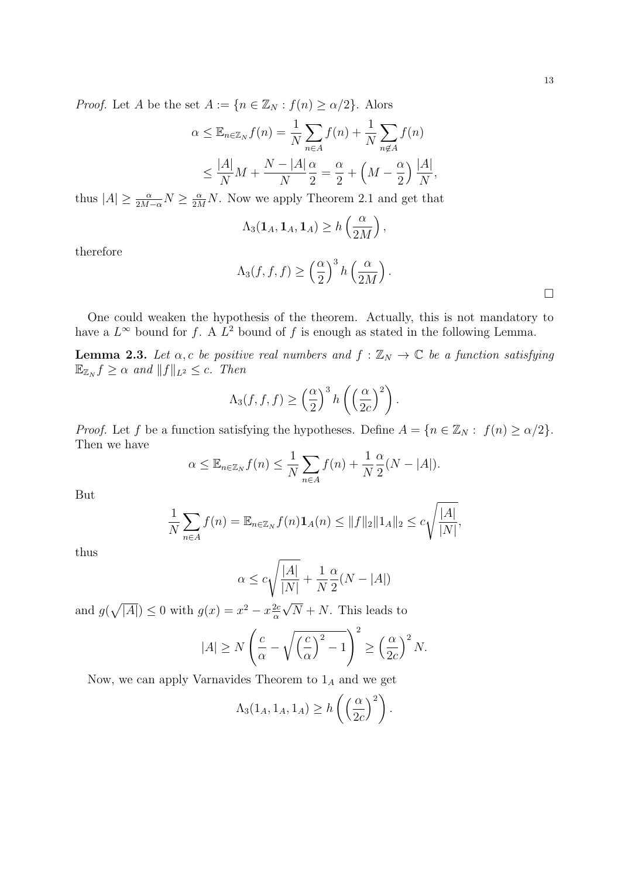*Proof.* Let $A$ be the set $A := \{n \in \mathbb{Z}_N : f(n) \geq \alpha/2\}$. Alors

$$\alpha \leq \mathbb{E}_{n\in\mathbb{Z}_N} f(n) = \frac{1}{N}\sum_{n\in A} f(n) + \frac{1}{N}\sum_{n\notin A} f(n)$$
$$\leq \frac{|A|}{N}M + \frac{N-|A|}{N}\frac{\alpha}{2} = \frac{\alpha}{2} + \left(M - \frac{\alpha}{2}\right)\frac{|A|}{N},$$

thus $|A| \geq \frac{\alpha}{2M-\alpha}N \geq \frac{\alpha}{2M}N$. Now we apply Theorem 2.1 and get that

$$\Lambda_3(\mathbf{1}_A, \mathbf{1}_A, \mathbf{1}_A) \geq h\left(\frac{\alpha}{2M}\right),$$

therefore

$$\Lambda_3(f,f,f) \geq \left(\frac{\alpha}{2}\right)^3 h\left(\frac{\alpha}{2M}\right).$$

□

One could weaken the hypothesis of the theorem. Actually, this is not mandatory to have a $L^\infty$ bound for $f$. A $L^2$ bound of $f$ is enough as stated in the following Lemma.

**Lemma 2.3.** *Let $\alpha, c$ be positive real numbers and $f : \mathbb{Z}_N \to \mathbb{C}$ be a function satisfying $\mathbb{E}_{\mathbb{Z}_N} f \geq \alpha$ and $\|f\|_{L^2} \leq c$. Then*

$$\Lambda_3(f,f,f) \geq \left(\frac{\alpha}{2}\right)^3 h\left(\left(\frac{\alpha}{2c}\right)^2\right).$$

*Proof.* Let $f$ be a function satisfying the hypotheses. Define $A = \{n \in \mathbb{Z}_N : f(n) \geq \alpha/2\}$. Then we have

$$\alpha \leq \mathbb{E}_{n\in\mathbb{Z}_N} f(n) \leq \frac{1}{N}\sum_{n\in A} f(n) + \frac{1}{N}\frac{\alpha}{2}(N - |A|).$$

But

$$\frac{1}{N}\sum_{n\in A} f(n) = \mathbb{E}_{n\in\mathbb{Z}_N} f(n)\mathbf{1}_A(n) \leq \|f\|_2 \|1_A\|_2 \leq c\sqrt{\frac{|A|}{|N|}},$$

thus

$$\alpha \leq c\sqrt{\frac{|A|}{|N|}} + \frac{1}{N}\frac{\alpha}{2}(N - |A|)$$

and $g(\sqrt{|A|}) \leq 0$ with $g(x) = x^2 - x\frac{2c}{\alpha}\sqrt{N} + N$. This leads to

$$|A| \geq N\left(\frac{c}{\alpha} - \sqrt{\left(\frac{c}{\alpha}\right)^2 - 1}\right)^2 \geq \left(\frac{\alpha}{2c}\right)^2 N.$$

Now, we can apply Varnavides Theorem to $1_A$ and we get

$$\Lambda_3(1_A, 1_A, 1_A) \geq h\left(\left(\frac{\alpha}{2c}\right)^2\right).$$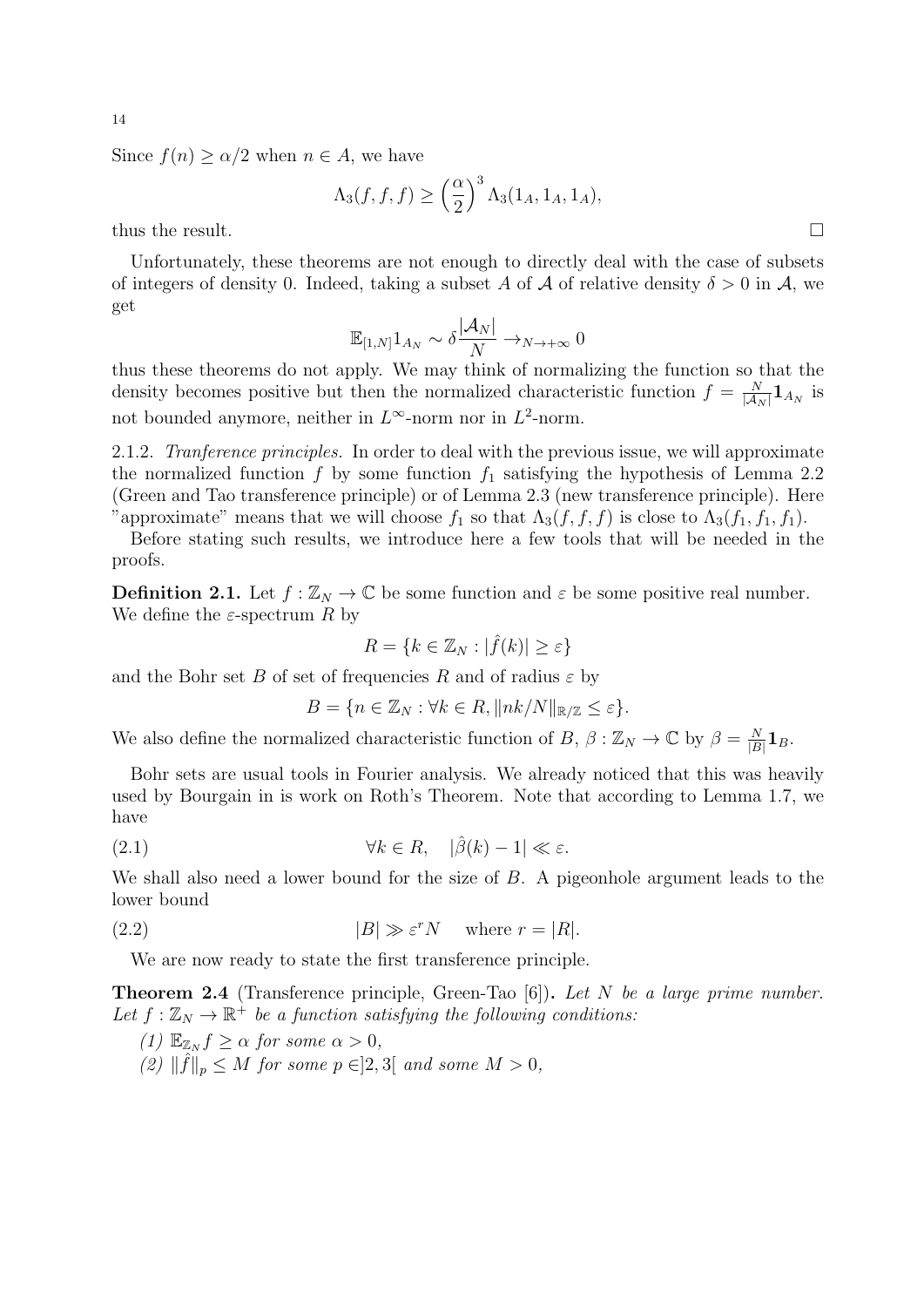Since $f(n) \geq \alpha/2$ when $n \in A$, we have

$$\Lambda_3(f,f,f) \geq \left(\frac{\alpha}{2}\right)^3 \Lambda_3(1_A, 1_A, 1_A),$$

thus the result. $\square$

Unfortunately, these theorems are not enough to directly deal with the case of subsets of integers of density 0. Indeed, taking a subset $A$ of $\mathcal{A}$ of relative density $\delta > 0$ in $\mathcal{A}$, we get

$$\mathbb{E}_{[1,N]} 1_{A_N} \sim \delta \frac{|\mathcal{A}_N|}{N} \to_{N \to +\infty} 0$$

thus these theorems do not apply. We may think of normalizing the function so that the density becomes positive but then the normalized characteristic function $f = \frac{N}{|\mathcal{A}_N|}\mathbf{1}_{A_N}$ is not bounded anymore, neither in $L^\infty$-norm nor in $L^2$-norm.

2.1.2. *Tranference principles.* In order to deal with the previous issue, we will approximate the normalized function $f$ by some function $f_1$ satisfying the hypothesis of Lemma 2.2 (Green and Tao transference principle) or of Lemma 2.3 (new transference principle). Here "approximate" means that we will choose $f_1$ so that $\Lambda_3(f,f,f)$ is close to $\Lambda_3(f_1, f_1, f_1)$.

Before stating such results, we introduce here a few tools that will be needed in the proofs.

**Definition 2.1.** Let $f : \mathbb{Z}_N \to \mathbb{C}$ be some function and $\varepsilon$ be some positive real number. We define the $\varepsilon$-spectrum $R$ by

$$R = \{k \in \mathbb{Z}_N : |\hat{f}(k)| \geq \varepsilon\}$$

and the Bohr set $B$ of set of frequencies $R$ and of radius $\varepsilon$ by

$$B = \{n \in \mathbb{Z}_N : \forall k \in R, \|nk/N\|_{\mathbb{R}/\mathbb{Z}} \leq \varepsilon\}.$$

We also define the normalized characteristic function of $B$, $\beta : \mathbb{Z}_N \to \mathbb{C}$ by $\beta = \frac{N}{|B|}\mathbf{1}_B$.

Bohr sets are usual tools in Fourier analysis. We already noticed that this was heavily used by Bourgain in is work on Roth's Theorem. Note that according to Lemma 1.7, we have

$$\forall k \in R, \quad |\hat{\beta}(k) - 1| \ll \varepsilon. \tag{2.1}$$

We shall also need a lower bound for the size of $B$. A pigeonhole argument leads to the lower bound

$$|B| \gg \varepsilon^r N \quad \text{ where } r = |R|. \tag{2.2}$$

We are now ready to state the first transference principle.

**Theorem 2.4** (Transference principle, Green-Tao [6])**.** *Let $N$ be a large prime number. Let $f : \mathbb{Z}_N \to \mathbb{R}^+$ be a function satisfying the following conditions:*

*(1) $\mathbb{E}_{\mathbb{Z}_N} f \geq \alpha$ for some $\alpha > 0$,*

*(2) $\|\hat{f}\|_p \leq M$ for some $p \in ]2, 3[$ and some $M > 0$,*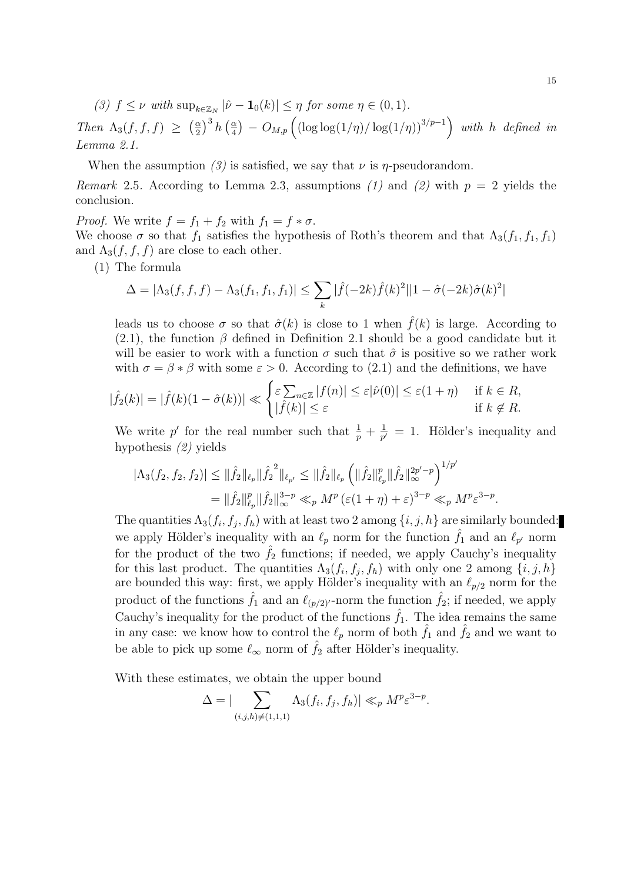*(3)* $f \le \nu$ *with* $\sup_{k \in \mathbb{Z}_N} |\hat{\nu} - \mathbf{1}_0(k)| \le \eta$ *for some* $\eta \in (0,1)$.

*Then* $\Lambda_3(f,f,f) \ge \left(\frac{\alpha}{2}\right)^3 h\left(\frac{\alpha}{4}\right) - O_{M,p}\left((\log\log(1/\eta)/\log(1/\eta))^{3/p-1}\right)$ *with* $h$ *defined in Lemma 2.1.*

When the assumption *(3)* is satisfied, we say that $\nu$ is $\eta$-pseudorandom.

*Remark* 2.5. According to Lemma 2.3, assumptions *(1)* and *(2)* with $p = 2$ yields the conclusion.

*Proof.* We write $f = f_1 + f_2$ with $f_1 = f * \sigma$.
We choose $\sigma$ so that $f_1$ satisfies the hypothesis of Roth's theorem and that $\Lambda_3(f_1, f_1, f_1)$ and $\Lambda_3(f,f,f)$ are close to each other.

(1) The formula

$$\Delta = |\Lambda_3(f,f,f) - \Lambda_3(f_1,f_1,f_1)| \le \sum_k |\hat{f}(-2k)\hat{f}(k)^2||1 - \hat{\sigma}(-2k)\hat{\sigma}(k)^2|$$

leads us to choose $\sigma$ so that $\hat{\sigma}(k)$ is close to 1 when $\hat{f}(k)$ is large. According to (2.1), the function $\beta$ defined in Definition 2.1 should be a good candidate but it will be easier to work with a function $\sigma$ such that $\hat{\sigma}$ is positive so we rather work with $\sigma = \beta * \beta$ with some $\varepsilon > 0$. According to (2.1) and the definitions, we have

$$|\hat{f}_2(k)| = |\hat{f}(k)(1 - \hat{\sigma}(k))| \ll \begin{cases} \varepsilon \sum_{n \in \mathbb{Z}} |f(n)| \le \varepsilon |\hat{\nu}(0)| \le \varepsilon(1+\eta) & \text{if } k \in R, \\ |\hat{f}(k)| \le \varepsilon & \text{if } k \notin R. \end{cases}$$

We write $p'$ for the real number such that $\frac{1}{p} + \frac{1}{p'} = 1$. Hölder's inequality and hypothesis *(2)* yields

$$\begin{aligned} |\Lambda_3(f_2,f_2,f_2)| &\le \|\hat{f}_2\|_{\ell_p} \|\hat{f}_2{}^2\|_{\ell_{p'}} \le \|\hat{f}_2\|_{\ell_p} \left(\|\hat{f}_2\|_{\ell_p}^p \|\hat{f}_2\|_\infty^{2p'-p}\right)^{1/p'} \\ &= \|\hat{f}_2\|_{\ell_p}^p \|\hat{f}_2\|_\infty^{3-p} \ll_p M^p \left(\varepsilon(1+\eta) + \varepsilon\right)^{3-p} \ll_p M^p \varepsilon^{3-p}. \end{aligned}$$

The quantities $\Lambda_3(f_i, f_j, f_h)$ with at least two 2 among $\{i,j,h\}$ are similarly bounded: we apply Hölder's inequality with an $\ell_p$ norm for the function $\hat{f}_1$ and an $\ell_{p'}$ norm for the product of the two $\hat{f}_2$ functions; if needed, we apply Cauchy's inequality for this last product. The quantities $\Lambda_3(f_i, f_j, f_h)$ with only one 2 among $\{i,j,h\}$ are bounded this way: first, we apply Hölder's inequality with an $\ell_{p/2}$ norm for the product of the functions $\hat{f}_1$ and an $\ell_{(p/2)'}$-norm the function $\hat{f}_2$; if needed, we apply Cauchy's inequality for the product of the functions $\hat{f}_1$. The idea remains the same in any case: we know how to control the $\ell_p$ norm of both $\hat{f}_1$ and $\hat{f}_2$ and we want to be able to pick up some $\ell_\infty$ norm of $\hat{f}_2$ after Hölder's inequality.

With these estimates, we obtain the upper bound

$$\Delta = |\sum_{(i,j,h) \ne (1,1,1)} \Lambda_3(f_i, f_j, f_h)| \ll_p M^p \varepsilon^{3-p}.$$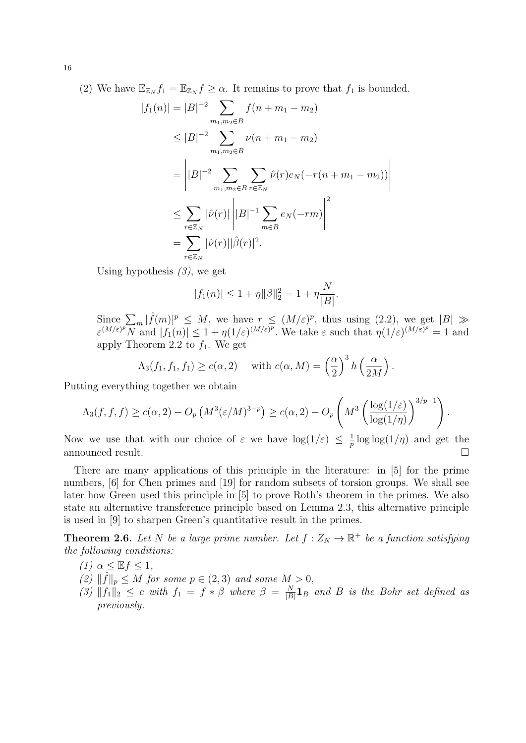(2) We have $\mathbb{E}_{\mathbb{Z}_N} f_1 = \mathbb{E}_{\mathbb{Z}_N} f \geq \alpha$. It remains to prove that $f_1$ is bounded.

$$\begin{aligned}
|f_1(n)| &= |B|^{-2} \sum_{m_1,m_2 \in B} f(n+m_1-m_2) \\
&\leq |B|^{-2} \sum_{m_1,m_2 \in B} \nu(n+m_1-m_2) \\
&= \left| |B|^{-2} \sum_{m_1,m_2 \in B} \sum_{r \in \mathbb{Z}_N} \hat{\nu}(r) e_N(-r(n+m_1-m_2)) \right| \\
&\leq \sum_{r \in \mathbb{Z}_N} |\hat{\nu}(r)| \left| |B|^{-1} \sum_{m \in B} e_N(-rm) \right|^2 \\
&= \sum_{r \in \mathbb{Z}_N} |\hat{\nu}(r)| |\hat{\beta}(r)|^2.
\end{aligned}$$

Using hypothesis *(3)*, we get

$$|f_1(n)| \leq 1 + \eta \|\beta\|_2^2 = 1 + \eta \frac{N}{|B|}.$$

Since $\sum_m |\hat{f}(m)|^p \leq M$, we have $r \leq (M/\varepsilon)^p$, thus using (2.2), we get $|B| \gg \varepsilon^{(M/\varepsilon)^p} N$ and $|f_1(n)| \leq 1 + \eta (1/\varepsilon)^{(M/\varepsilon)^p}$. We take $\varepsilon$ such that $\eta (1/\varepsilon)^{(M/\varepsilon)^p} = 1$ and apply Theorem 2.2 to $f_1$. We get

$$\Lambda_3(f_1, f_1, f_1) \geq c(\alpha, 2) \quad \text{with } c(\alpha, M) = \left(\frac{\alpha}{2}\right)^3 h\left(\frac{\alpha}{2M}\right).$$

Putting everything together we obtain

$$\Lambda_3(f,f,f) \geq c(\alpha, 2) - O_p\left(M^3 (\varepsilon/M)^{3-p}\right) \geq c(\alpha,2) - O_p\left(M^3 \left(\frac{\log(1/\varepsilon)}{\log(1/\eta)}\right)^{3/p-1}\right).$$

Now we use that with our choice of $\varepsilon$ we have $\log(1/\varepsilon) \leq \frac{1}{p} \log\log(1/\eta)$ and get the announced result. □

There are many applications of this principle in the literature: in [5] for the prime numbers, [6] for Chen primes and [19] for random subsets of torsion groups. We shall see later how Green used this principle in [5] to prove Roth's theorem in the primes. We also state an alternative transference principle based on Lemma 2.3, this alternative principle is used in [9] to sharpen Green's quantitative result in the primes.

**Theorem 2.6.** *Let $N$ be a large prime number. Let $f : Z_N \to \mathbb{R}^+$ be a function satisfying the following conditions:*

*(1) $\alpha \leq \mathbb{E} f \leq 1$,*
*(2) $\|\hat{f}\|_p \leq M$ for some $p \in (2,3)$ and some $M > 0$,*
*(3) $\|f_1\|_2 \leq c$ with $f_1 = f * \beta$ where $\beta = \frac{N}{|B|} \mathbf{1}_B$ and $B$ is the Bohr set defined as previously.*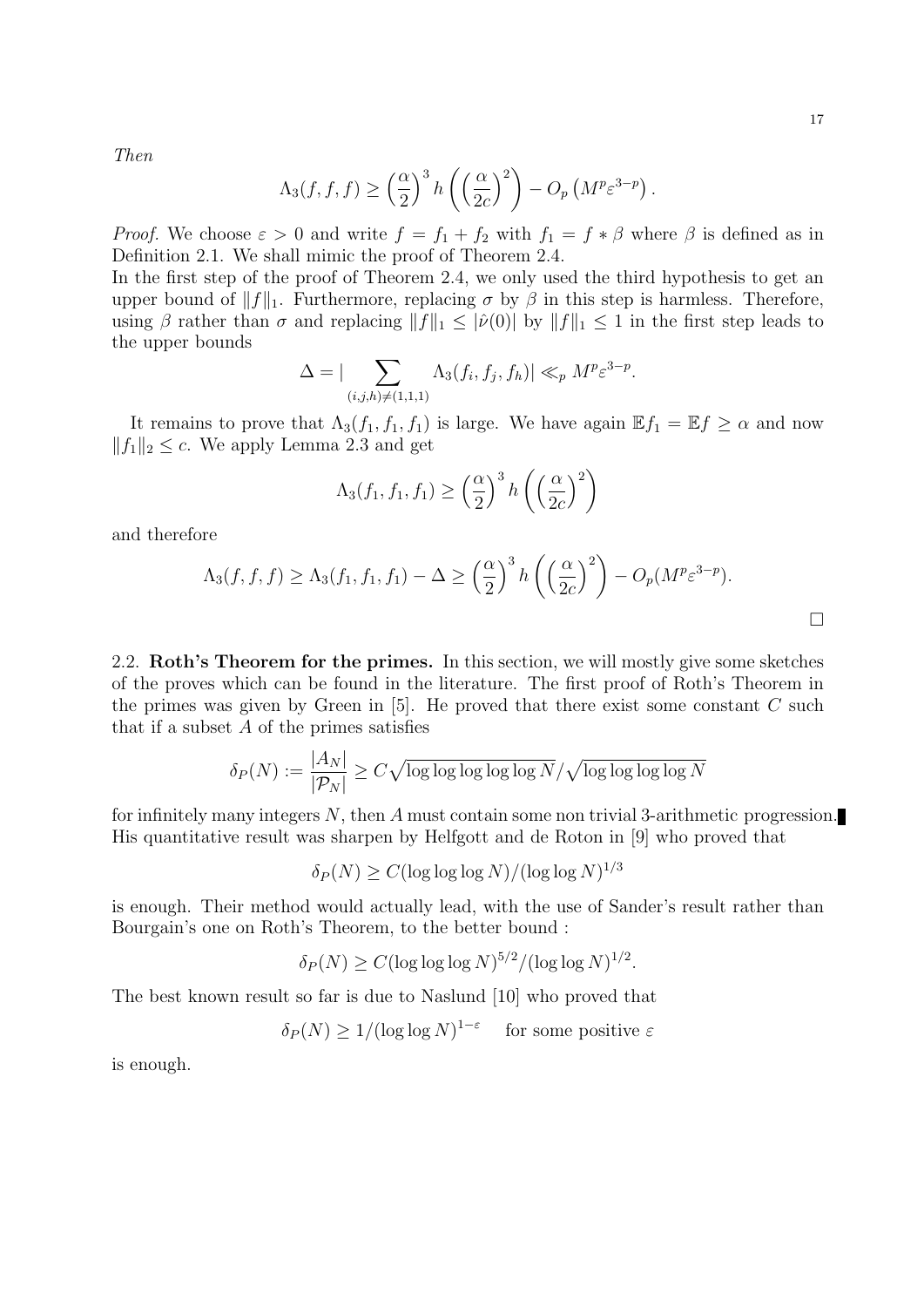*Then*

$$\Lambda_3(f,f,f) \geq \left(\frac{\alpha}{2}\right)^3 h\left(\left(\frac{\alpha}{2c}\right)^2\right) - O_p\left(M^p\varepsilon^{3-p}\right).$$

*Proof.* We choose $\varepsilon > 0$ and write $f = f_1 + f_2$ with $f_1 = f * \beta$ where $\beta$ is defined as in Definition 2.1. We shall mimic the proof of Theorem 2.4.
In the first step of the proof of Theorem 2.4, we only used the third hypothesis to get an upper bound of $\|f\|_1$. Furthermore, replacing $\sigma$ by $\beta$ in this step is harmless. Therefore, using $\beta$ rather than $\sigma$ and replacing $\|f\|_1 \leq |\hat{\nu}(0)|$ by $\|f\|_1 \leq 1$ in the first step leads to the upper bounds

$$\Delta = |\sum_{(i,j,h)\neq(1,1,1)} \Lambda_3(f_i,f_j,f_h)| \ll_p M^p\varepsilon^{3-p}.$$

It remains to prove that $\Lambda_3(f_1,f_1,f_1)$ is large. We have again $\mathbb{E}f_1 = \mathbb{E}f \geq \alpha$ and now $\|f_1\|_2 \leq c$. We apply Lemma 2.3 and get

$$\Lambda_3(f_1,f_1,f_1) \geq \left(\frac{\alpha}{2}\right)^3 h\left(\left(\frac{\alpha}{2c}\right)^2\right)$$

and therefore

$$\Lambda_3(f,f,f) \geq \Lambda_3(f_1,f_1,f_1) - \Delta \geq \left(\frac{\alpha}{2}\right)^3 h\left(\left(\frac{\alpha}{2c}\right)^2\right) - O_p(M^p\varepsilon^{3-p}).$$

□

2.2. **Roth's Theorem for the primes.** In this section, we will mostly give some sketches of the proves which can be found in the literature. The first proof of Roth's Theorem in the primes was given by Green in [5]. He proved that there exist some constant $C$ such that if a subset $A$ of the primes satisfies

$$\delta_P(N) := \frac{|A_N|}{|\mathcal{P}_N|} \geq C\sqrt{\log\log\log\log\log N}/\sqrt{\log\log\log\log N}$$

for infinitely many integers $N$, then $A$ must contain some non trivial 3-arithmetic progression. His quantitative result was sharpen by Helfgott and de Roton in [9] who proved that

$$\delta_P(N) \geq C(\log\log\log N)/(\log\log N)^{1/3}$$

is enough. Their method would actually lead, with the use of Sander's result rather than Bourgain's one on Roth's Theorem, to the better bound :

$$\delta_P(N) \geq C(\log\log\log N)^{5/2}/(\log\log N)^{1/2}.$$

The best known result so far is due to Naslund [10] who proved that

$$\delta_P(N) \geq 1/(\log\log N)^{1-\varepsilon} \quad \text{for some positive } \varepsilon$$

is enough.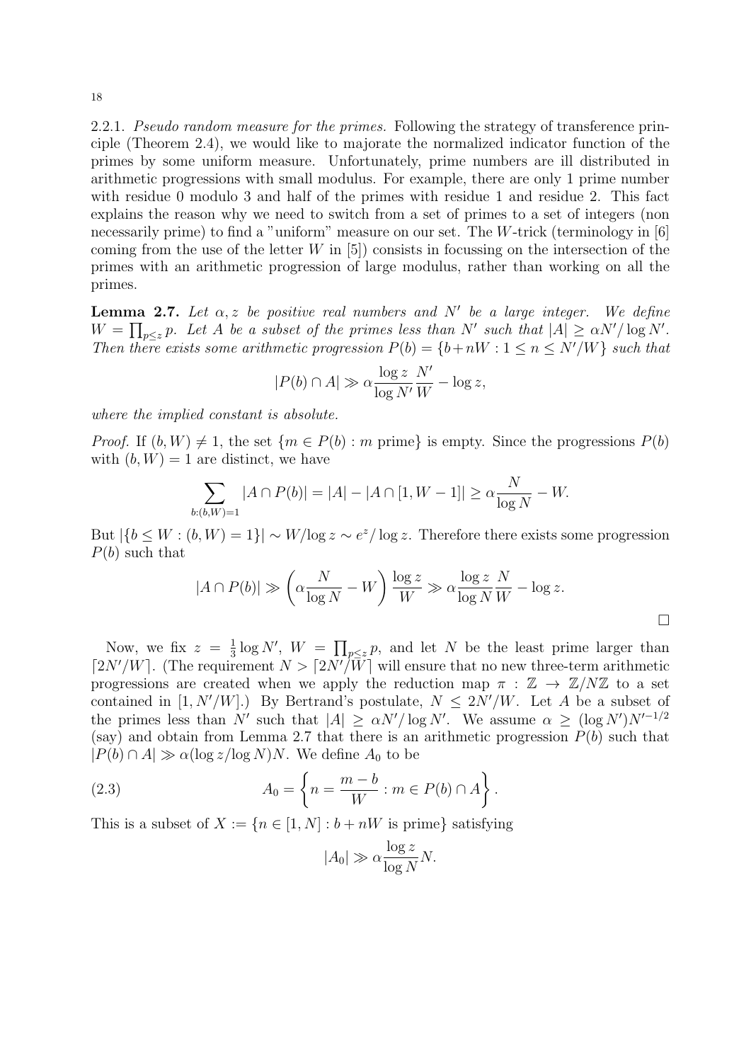2.2.1. *Pseudo random measure for the primes.* Following the strategy of transference principle (Theorem 2.4), we would like to majorate the normalized indicator function of the primes by some uniform measure. Unfortunately, prime numbers are ill distributed in arithmetic progressions with small modulus. For example, there are only 1 prime number with residue 0 modulo 3 and half of the primes with residue 1 and residue 2. This fact explains the reason why we need to switch from a set of primes to a set of integers (non necessarily prime) to find a "uniform" measure on our set. The $W$-trick (terminology in [6] coming from the use of the letter $W$ in [5]) consists in focussing on the intersection of the primes with an arithmetic progression of large modulus, rather than working on all the primes.

**Lemma 2.7.** *Let $\alpha, z$ be positive real numbers and $N'$ be a large integer. We define $W = \prod_{p \leq z} p$. Let $A$ be a subset of the primes less than $N'$ such that $|A| \geq \alpha N'/\log N'$. Then there exists some arithmetic progression $P(b) = \{b + nW : 1 \leq n \leq N'/W\}$ such that*

$$|P(b) \cap A| \gg \alpha \frac{\log z}{\log N'} \frac{N'}{W} - \log z,$$

*where the implied constant is absolute.*

*Proof.* If $(b, W) \neq 1$, the set $\{m \in P(b) : m \text{ prime}\}$ is empty. Since the progressions $P(b)$ with $(b, W) = 1$ are distinct, we have

$$\sum_{b:(b,W)=1} |A \cap P(b)| = |A| - |A \cap [1, W-1]| \geq \alpha \frac{N}{\log N} - W.$$

But $|\{b \leq W : (b, W) = 1\}| \sim W/\log z \sim e^z/\log z$. Therefore there exists some progression $P(b)$ such that

$$|A \cap P(b)| \gg \left(\alpha \frac{N}{\log N} - W\right) \frac{\log z}{W} \gg \alpha \frac{\log z}{\log N} \frac{N}{W} - \log z.$$

□

Now, we fix $z = \frac{1}{3} \log N'$, $W = \prod_{p \leq z} p$, and let $N$ be the least prime larger than $\lceil 2N'/W \rceil$. (The requirement $N > \lceil 2N'/W \rceil$ will ensure that no new three-term arithmetic progressions are created when we apply the reduction map $\pi : \mathbb{Z} \to \mathbb{Z}/N\mathbb{Z}$ to a set contained in $[1, N'/W]$.) By Bertrand's postulate, $N \leq 2N'/W$. Let $A$ be a subset of the primes less than $N'$ such that $|A| \geq \alpha N'/\log N'$. We assume $\alpha \geq (\log N')N'^{-1/2}$ (say) and obtain from Lemma 2.7 that there is an arithmetic progression $P(b)$ such that $|P(b) \cap A| \gg \alpha(\log z/\log N)N$. We define $A_0$ to be

$$A_0 = \left\{ n = \frac{m - b}{W} : m \in P(b) \cap A \right\}. \tag{2.3}$$

This is a subset of $X := \{n \in [1, N] : b + nW \text{ is prime}\}$ satisfying

$$|A_0| \gg \alpha \frac{\log z}{\log N} N.$$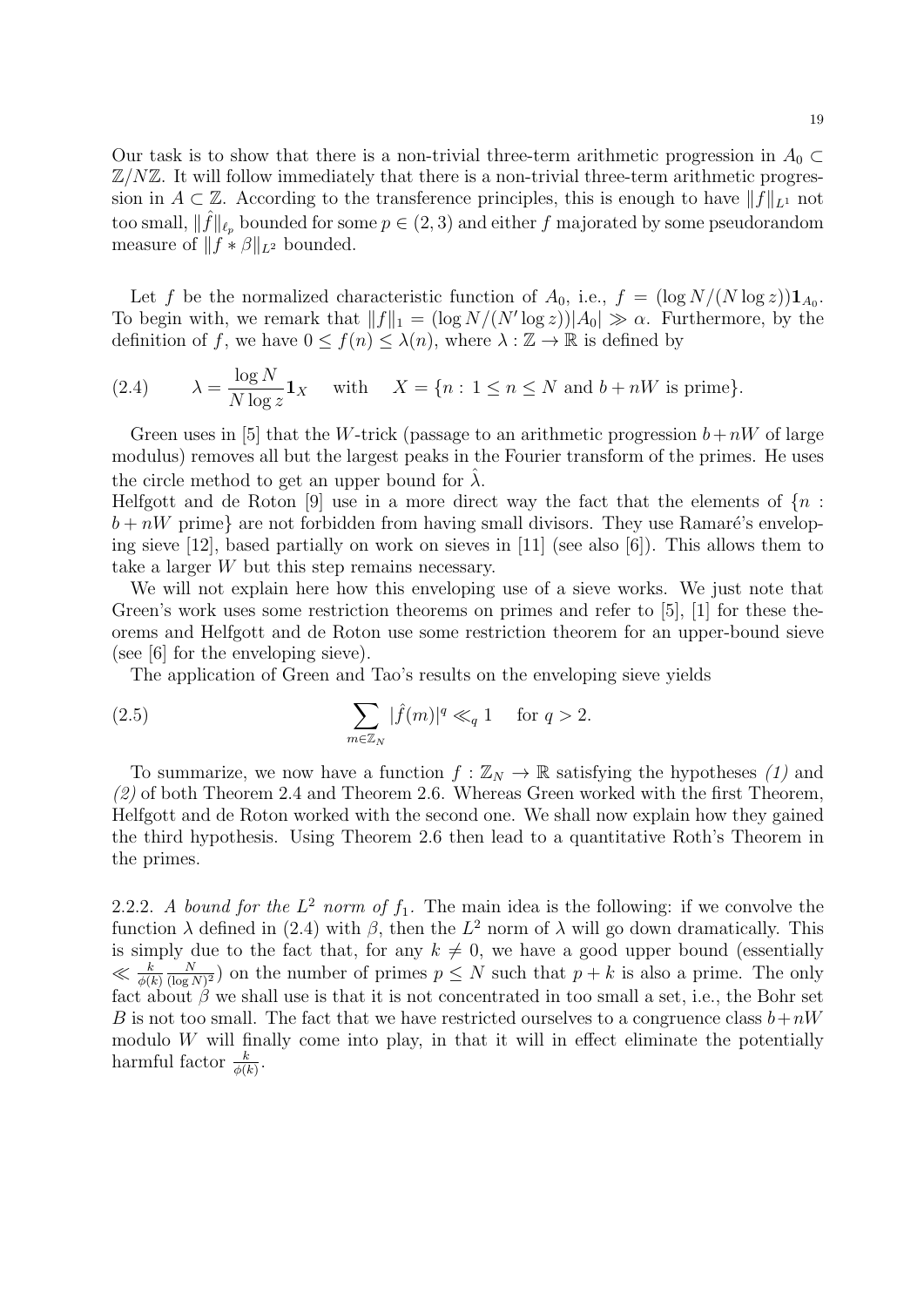Our task is to show that there is a non-trivial three-term arithmetic progression in $A_0 \subset \mathbb{Z}/N\mathbb{Z}$. It will follow immediately that there is a non-trivial three-term arithmetic progression in $A \subset \mathbb{Z}$. According to the transference principles, this is enough to have $\|f\|_{L^1}$ not too small, $\|\hat{f}\|_{\ell_p}$ bounded for some $p \in (2,3)$ and either $f$ majorated by some pseudorandom measure of $\|f * \beta\|_{L^2}$ bounded.

Let $f$ be the normalized characteristic function of $A_0$, i.e., $f = (\log N/(N \log z))\mathbf{1}_{A_0}$. To begin with, we remark that $\|f\|_1 = (\log N/(N' \log z))|A_0| \gg \alpha$. Furthermore, by the definition of $f$, we have $0 \le f(n) \le \lambda(n)$, where $\lambda : \mathbb{Z} \to \mathbb{R}$ is defined by

$$\lambda = \frac{\log N}{N \log z}\mathbf{1}_X \quad \text{with} \quad X = \{n : 1 \le n \le N \text{ and } b + nW \text{ is prime}\}. \tag{2.4}$$

Green uses in [5] that the $W$-trick (passage to an arithmetic progression $b + nW$ of large modulus) removes all but the largest peaks in the Fourier transform of the primes. He uses the circle method to get an upper bound for $\hat{\lambda}$.

Helfgott and de Roton [9] use in a more direct way the fact that the elements of $\{n : b + nW \text{ prime}\}$ are not forbidden from having small divisors. They use Ramaré's enveloping sieve [12], based partially on work on sieves in [11] (see also [6]). This allows them to take a larger $W$ but this step remains necessary.

We will not explain here how this enveloping use of a sieve works. We just note that Green's work uses some restriction theorems on primes and refer to [5], [1] for these theorems and Helfgott and de Roton use some restriction theorem for an upper-bound sieve (see [6] for the enveloping sieve).

The application of Green and Tao's results on the enveloping sieve yields

$$\sum_{m \in \mathbb{Z}_N} |\hat{f}(m)|^q \ll_q 1 \quad \text{for } q > 2. \tag{2.5}$$

To summarize, we now have a function $f : \mathbb{Z}_N \to \mathbb{R}$ satisfying the hypotheses *(1)* and *(2)* of both Theorem 2.4 and Theorem 2.6. Whereas Green worked with the first Theorem, Helfgott and de Roton worked with the second one. We shall now explain how they gained the third hypothesis. Using Theorem 2.6 then lead to a quantitative Roth's Theorem in the primes.

2.2.2. *A bound for the $L^2$ norm of $f_1$.* The main idea is the following: if we convolve the function $\lambda$ defined in (2.4) with $\beta$, then the $L^2$ norm of $\lambda$ will go down dramatically. This is simply due to the fact that, for any $k \neq 0$, we have a good upper bound (essentially $\ll \frac{k}{\phi(k)} \frac{N}{(\log N)^2}$) on the number of primes $p \le N$ such that $p + k$ is also a prime. The only fact about $\beta$ we shall use is that it is not concentrated in too small a set, i.e., the Bohr set $B$ is not too small. The fact that we have restricted ourselves to a congruence class $b + nW$ modulo $W$ will finally come into play, in that it will in effect eliminate the potentially harmful factor $\frac{k}{\phi(k)}$.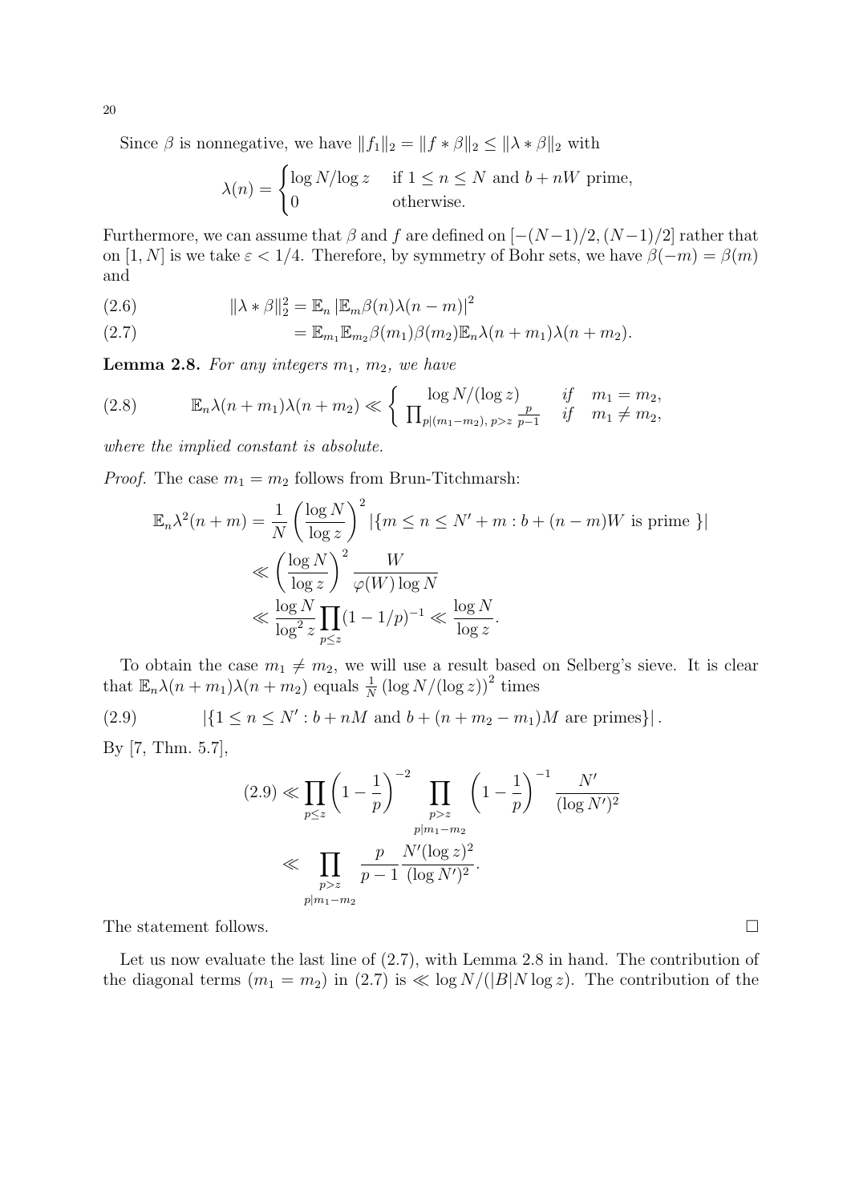Since $\beta$ is nonnegative, we have $\|f_1\|_2 = \|f * \beta\|_2 \le \|\lambda * \beta\|_2$ with

$$\lambda(n) = \begin{cases} \log N/\log z & \text{if } 1 \le n \le N \text{ and } b + nW \text{ prime}, \\ 0 & \text{otherwise.} \end{cases}$$

Furthermore, we can assume that $\beta$ and $f$ are defined on $[-(N-1)/2, (N-1)/2]$ rather that on $[1, N]$ is we take $\varepsilon < 1/4$. Therefore, by symmetry of Bohr sets, we have $\beta(-m) = \beta(m)$ and

$$\|\lambda * \beta\|_2^2 = \mathbb{E}_n \left|\mathbb{E}_m \beta(n)\lambda(n-m)\right|^2 \tag{2.6}$$

$$= \mathbb{E}_{m_1}\mathbb{E}_{m_2}\beta(m_1)\beta(m_2)\mathbb{E}_n\lambda(n+m_1)\lambda(n+m_2). \tag{2.7}$$

**Lemma 2.8.** *For any integers $m_1$, $m_2$, we have*

$$\mathbb{E}_n\lambda(n+m_1)\lambda(n+m_2) \ll \left\{ \begin{array}{lll} \log N/(\log z) & if & m_1 = m_2, \\ \prod_{p|(m_1-m_2),\, p>z} \frac{p}{p-1} & if & m_1 \ne m_2, \end{array} \right. \tag{2.8}$$

*where the implied constant is absolute.*

*Proof.* The case $m_1 = m_2$ follows from Brun-Titchmarsh:

$$\begin{aligned}
\mathbb{E}_n\lambda^2(n+m) &= \frac{1}{N}\left(\frac{\log N}{\log z}\right)^2 |\{m \le n \le N' + m : b + (n-m)W \text{ is prime }\}| \\
&\ll \left(\frac{\log N}{\log z}\right)^2 \frac{W}{\varphi(W)\log N} \\
&\ll \frac{\log N}{\log^2 z}\prod_{p\le z}(1-1/p)^{-1} \ll \frac{\log N}{\log z}.
\end{aligned}$$

To obtain the case $m_1 \ne m_2$, we will use a result based on Selberg's sieve. It is clear that $\mathbb{E}_n\lambda(n+m_1)\lambda(n+m_2)$ equals $\frac{1}{N}\left(\log N/(\log z)\right)^2$ times

$$\left|\{1 \le n \le N' : b + nM \text{ and } b + (n + m_2 - m_1)M \text{ are primes}\}\right|. \tag{2.9}$$

By [7, Thm. 5.7],

$$\begin{aligned}
(2.9) &\ll \prod_{p\le z}\left(1 - \frac{1}{p}\right)^{-2} \prod_{\substack{p>z \\ p|m_1-m_2}}\left(1-\frac{1}{p}\right)^{-1}\frac{N'}{(\log N')^2} \\
&\ll \prod_{\substack{p>z \\ p|m_1-m_2}} \frac{p}{p-1}\frac{N'(\log z)^2}{(\log N')^2}.
\end{aligned}$$

The statement follows. $\square$

Let us now evaluate the last line of (2.7), with Lemma 2.8 in hand. The contribution of the diagonal terms ($m_1 = m_2$) in (2.7) is $\ll \log N/(|B|N\log z)$. The contribution of the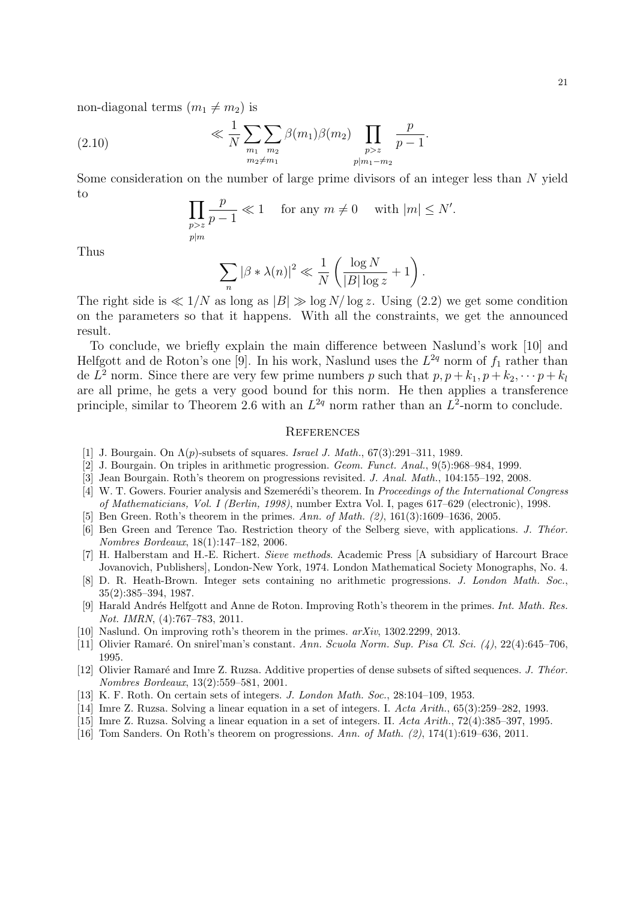non-diagonal terms ($m_1 \neq m_2$) is

$$\ll \frac{1}{N} \sum_{m_1} \sum_{\substack{m_2 \\ m_2 \neq m_1}} \beta(m_1)\beta(m_2) \prod_{\substack{p>z \\ p | m_1 - m_2}} \frac{p}{p-1}. \tag{2.10}$$

Some consideration on the number of large prime divisors of an integer less than $N$ yield to

$$\prod_{\substack{p>z \\ p|m}} \frac{p}{p-1} \ll 1 \quad \text{for any } m \neq 0 \quad \text{with } |m| \leq N'.$$

Thus

$$\sum_n |\beta * \lambda(n)|^2 \ll \frac{1}{N} \left( \frac{\log N}{|B| \log z} + 1 \right).$$

The right side is $\ll 1/N$ as long as $|B| \gg \log N / \log z$. Using (2.2) we get some condition on the parameters so that it happens. With all the constraints, we get the announced result.

To conclude, we briefly explain the main difference between Naslund's work [10] and Helfgott and de Roton's one [9]. In his work, Naslund uses the $L^{2q}$ norm of $f_1$ rather than de $L^2$ norm. Since there are very few prime numbers $p$ such that $p, p + k_1, p + k_2, \cdots p + k_l$ are all prime, he gets a very good bound for this norm. He then applies a transference principle, similar to Theorem 2.6 with an $L^{2q}$ norm rather than an $L^2$-norm to conclude.

## References

[1] J. Bourgain. On $\Lambda(p)$-subsets of squares. *Israel J. Math.*, 67(3):291–311, 1989.

[2] J. Bourgain. On triples in arithmetic progression. *Geom. Funct. Anal.*, 9(5):968–984, 1999.

[3] Jean Bourgain. Roth's theorem on progressions revisited. *J. Anal. Math.*, 104:155–192, 2008.

[4] W. T. Gowers. Fourier analysis and Szemerédi's theorem. In *Proceedings of the International Congress of Mathematicians, Vol. I (Berlin, 1998)*, number Extra Vol. I, pages 617–629 (electronic), 1998.

[5] Ben Green. Roth's theorem in the primes. *Ann. of Math. (2)*, 161(3):1609–1636, 2005.

[6] Ben Green and Terence Tao. Restriction theory of the Selberg sieve, with applications. *J. Théor. Nombres Bordeaux*, 18(1):147–182, 2006.

[7] H. Halberstam and H.-E. Richert. *Sieve methods*. Academic Press [A subsidiary of Harcourt Brace Jovanovich, Publishers], London-New York, 1974. London Mathematical Society Monographs, No. 4.

[8] D. R. Heath-Brown. Integer sets containing no arithmetic progressions. *J. London Math. Soc.*, 35(2):385–394, 1987.

[9] Harald Andrés Helfgott and Anne de Roton. Improving Roth's theorem in the primes. *Int. Math. Res. Not. IMRN*, (4):767–783, 2011.

[10] Naslund. On improving roth's theorem in the primes. *arXiv*, 1302.2299, 2013.

[11] Olivier Ramaré. On snirel'man's constant. *Ann. Scuola Norm. Sup. Pisa Cl. Sci. (4)*, 22(4):645–706, 1995.

[12] Olivier Ramaré and Imre Z. Ruzsa. Additive properties of dense subsets of sifted sequences. *J. Théor. Nombres Bordeaux*, 13(2):559–581, 2001.

[13] K. F. Roth. On certain sets of integers. *J. London Math. Soc.*, 28:104–109, 1953.

[14] Imre Z. Ruzsa. Solving a linear equation in a set of integers. I. *Acta Arith.*, 65(3):259–282, 1993.

[15] Imre Z. Ruzsa. Solving a linear equation in a set of integers. II. *Acta Arith.*, 72(4):385–397, 1995.

[16] Tom Sanders. On Roth's theorem on progressions. *Ann. of Math. (2)*, 174(1):619–636, 2011.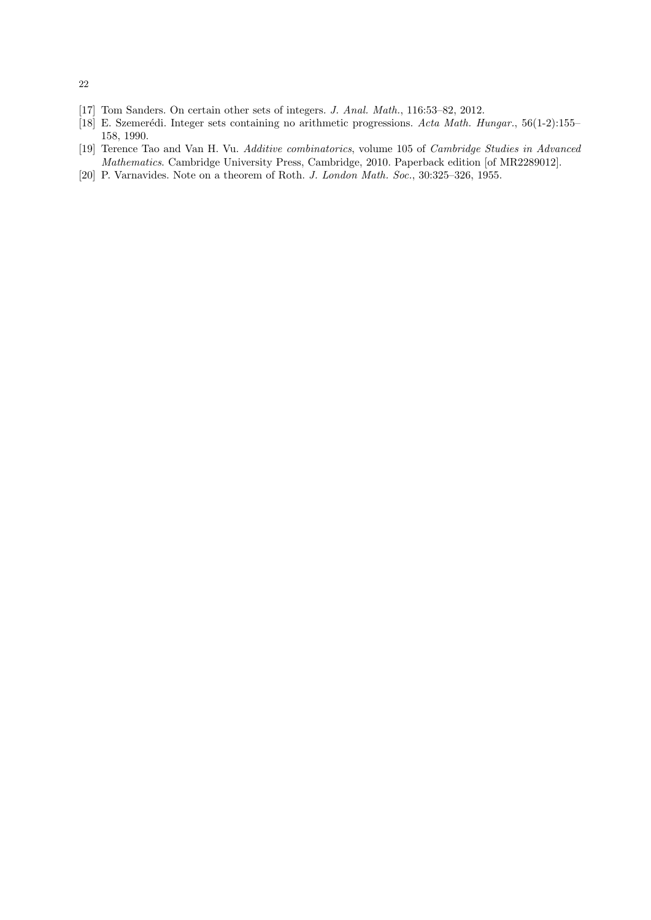[17] Tom Sanders. On certain other sets of integers. *J. Anal. Math.*, 116:53–82, 2012.

[18] E. Szemerédi. Integer sets containing no arithmetic progressions. *Acta Math. Hungar.*, 56(1-2):155–158, 1990.

[19] Terence Tao and Van H. Vu. *Additive combinatorics*, volume 105 of *Cambridge Studies in Advanced Mathematics*. Cambridge University Press, Cambridge, 2010. Paperback edition [of MR2289012].

[20] P. Varnavides. Note on a theorem of Roth. *J. London Math. Soc.*, 30:325–326, 1955.